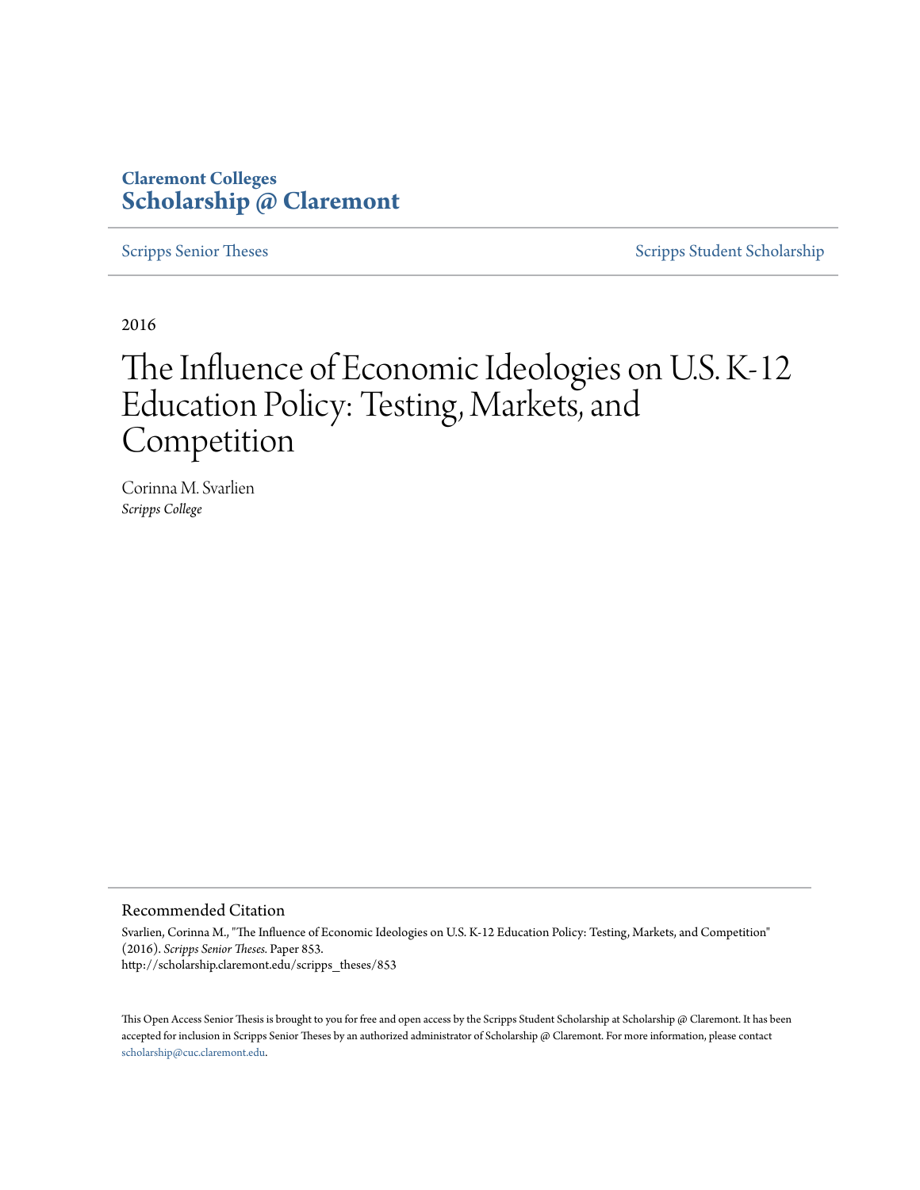**Claremont Colleges**
**Scholarship @ Claremont**

Scripps Senior Theses | Scripps Student Scholarship

2016

# The Influence of Economic Ideologies on U.S. K-12 Education Policy: Testing, Markets, and Competition

Corinna M. Svarlien
*Scripps College*

## Recommended Citation

Svarlien, Corinna M., "The Influence of Economic Ideologies on U.S. K-12 Education Policy: Testing, Markets, and Competition" (2016). *Scripps Senior Theses*. Paper 853.
http://scholarship.claremont.edu/scripps_theses/853

This Open Access Senior Thesis is brought to you for free and open access by the Scripps Student Scholarship at Scholarship @ Claremont. It has been accepted for inclusion in Scripps Senior Theses by an authorized administrator of Scholarship @ Claremont. For more information, please contact scholarship@cuc.claremont.edu.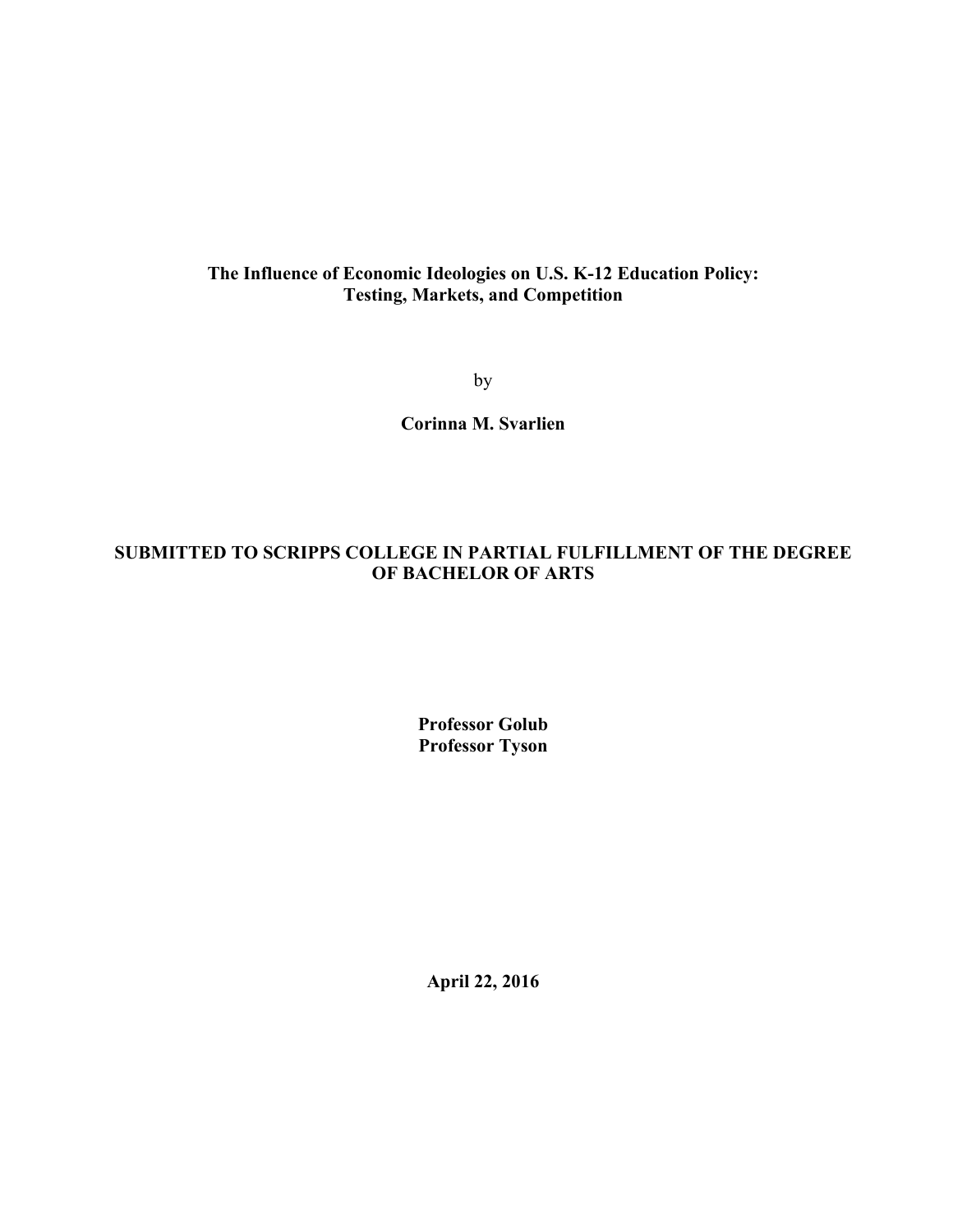**The Influence of Economic Ideologies on U.S. K-12 Education Policy: Testing, Markets, and Competition**

by

**Corinna M. Svarlien**

**SUBMITTED TO SCRIPPS COLLEGE IN PARTIAL FULFILLMENT OF THE DEGREE OF BACHELOR OF ARTS**

**Professor Golub**
**Professor Tyson**

**April 22, 2016**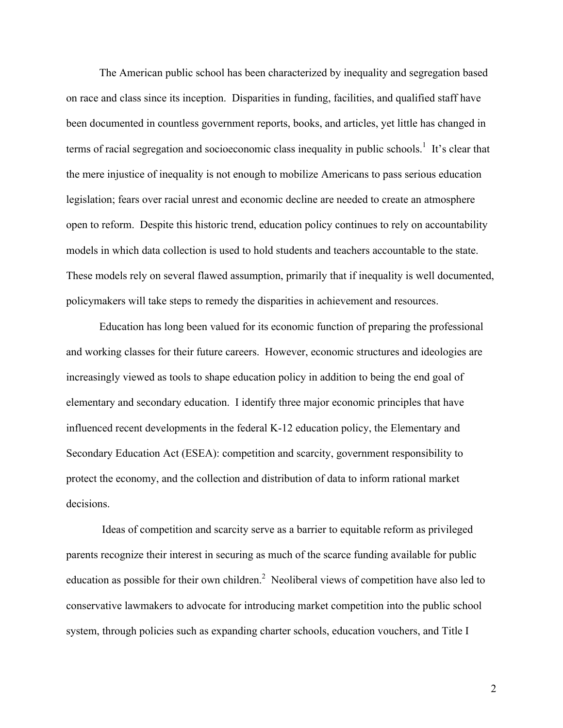The American public school has been characterized by inequality and segregation based on race and class since its inception. Disparities in funding, facilities, and qualified staff have been documented in countless government reports, books, and articles, yet little has changed in terms of racial segregation and socioeconomic class inequality in public schools.[1] It's clear that the mere injustice of inequality is not enough to mobilize Americans to pass serious education legislation; fears over racial unrest and economic decline are needed to create an atmosphere open to reform. Despite this historic trend, education policy continues to rely on accountability models in which data collection is used to hold students and teachers accountable to the state. These models rely on several flawed assumption, primarily that if inequality is well documented, policymakers will take steps to remedy the disparities in achievement and resources.

Education has long been valued for its economic function of preparing the professional and working classes for their future careers. However, economic structures and ideologies are increasingly viewed as tools to shape education policy in addition to being the end goal of elementary and secondary education. I identify three major economic principles that have influenced recent developments in the federal K-12 education policy, the Elementary and Secondary Education Act (ESEA): competition and scarcity, government responsibility to protect the economy, and the collection and distribution of data to inform rational market decisions.

Ideas of competition and scarcity serve as a barrier to equitable reform as privileged parents recognize their interest in securing as much of the scarce funding available for public education as possible for their own children.[2] Neoliberal views of competition have also led to conservative lawmakers to advocate for introducing market competition into the public school system, through policies such as expanding charter schools, education vouchers, and Title I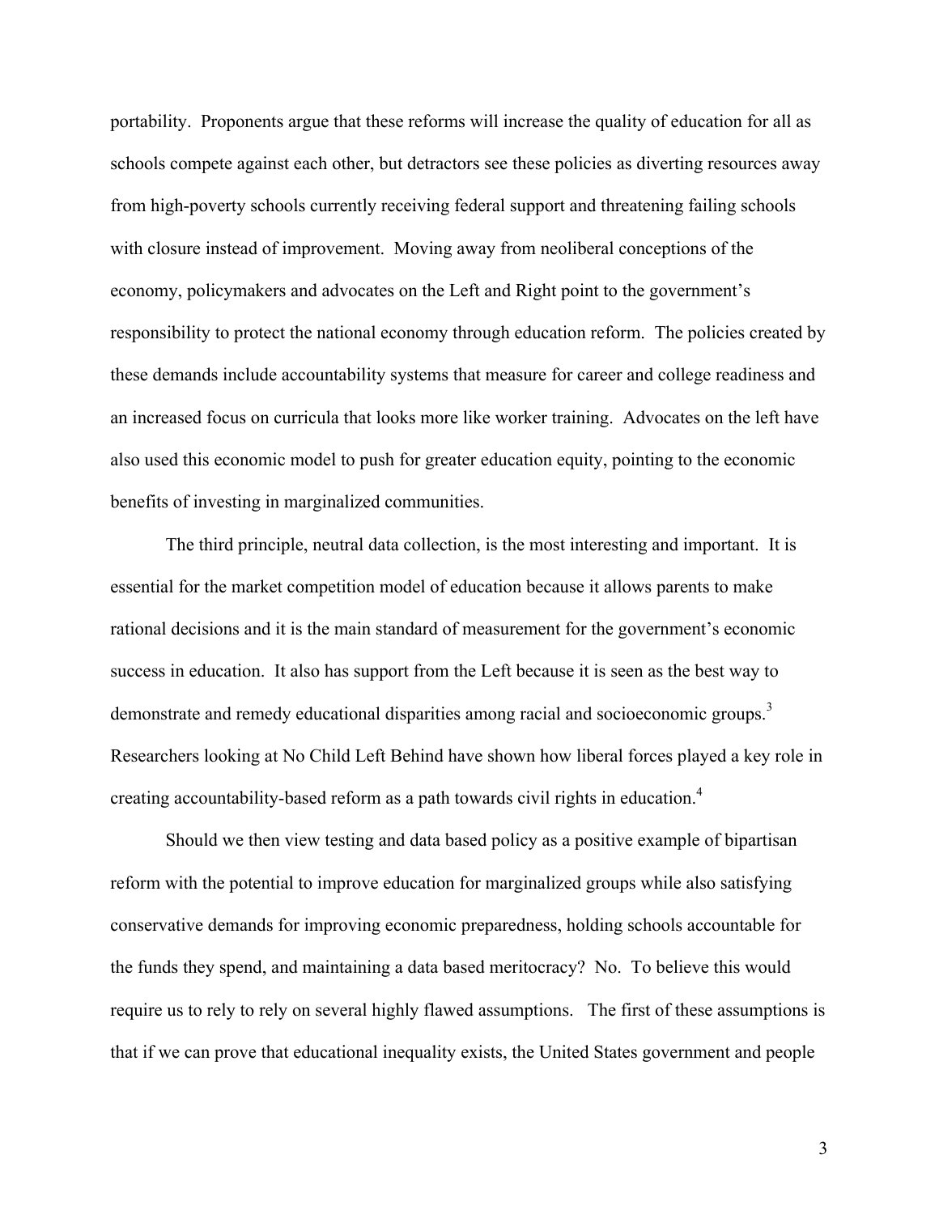portability. Proponents argue that these reforms will increase the quality of education for all as schools compete against each other, but detractors see these policies as diverting resources away from high-poverty schools currently receiving federal support and threatening failing schools with closure instead of improvement. Moving away from neoliberal conceptions of the economy, policymakers and advocates on the Left and Right point to the government's responsibility to protect the national economy through education reform. The policies created by these demands include accountability systems that measure for career and college readiness and an increased focus on curricula that looks more like worker training. Advocates on the left have also used this economic model to push for greater education equity, pointing to the economic benefits of investing in marginalized communities.

The third principle, neutral data collection, is the most interesting and important. It is essential for the market competition model of education because it allows parents to make rational decisions and it is the main standard of measurement for the government's economic success in education. It also has support from the Left because it is seen as the best way to demonstrate and remedy educational disparities among racial and socioeconomic groups.[3] Researchers looking at No Child Left Behind have shown how liberal forces played a key role in creating accountability-based reform as a path towards civil rights in education.[4]

Should we then view testing and data based policy as a positive example of bipartisan reform with the potential to improve education for marginalized groups while also satisfying conservative demands for improving economic preparedness, holding schools accountable for the funds they spend, and maintaining a data based meritocracy? No. To believe this would require us to rely to rely on several highly flawed assumptions. The first of these assumptions is that if we can prove that educational inequality exists, the United States government and people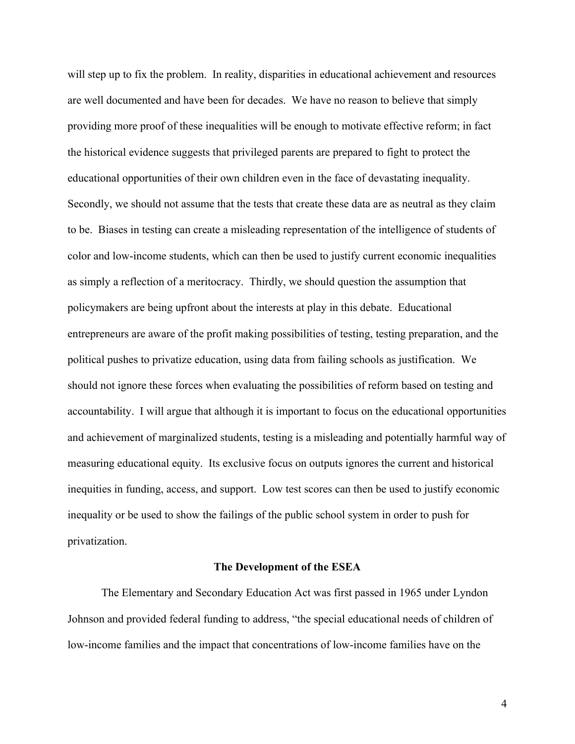will step up to fix the problem. In reality, disparities in educational achievement and resources are well documented and have been for decades. We have no reason to believe that simply providing more proof of these inequalities will be enough to motivate effective reform; in fact the historical evidence suggests that privileged parents are prepared to fight to protect the educational opportunities of their own children even in the face of devastating inequality. Secondly, we should not assume that the tests that create these data are as neutral as they claim to be. Biases in testing can create a misleading representation of the intelligence of students of color and low-income students, which can then be used to justify current economic inequalities as simply a reflection of a meritocracy. Thirdly, we should question the assumption that policymakers are being upfront about the interests at play in this debate. Educational entrepreneurs are aware of the profit making possibilities of testing, testing preparation, and the political pushes to privatize education, using data from failing schools as justification. We should not ignore these forces when evaluating the possibilities of reform based on testing and accountability. I will argue that although it is important to focus on the educational opportunities and achievement of marginalized students, testing is a misleading and potentially harmful way of measuring educational equity. Its exclusive focus on outputs ignores the current and historical inequities in funding, access, and support. Low test scores can then be used to justify economic inequality or be used to show the failings of the public school system in order to push for privatization.

## The Development of the ESEA

The Elementary and Secondary Education Act was first passed in 1965 under Lyndon Johnson and provided federal funding to address, "the special educational needs of children of low-income families and the impact that concentrations of low-income families have on the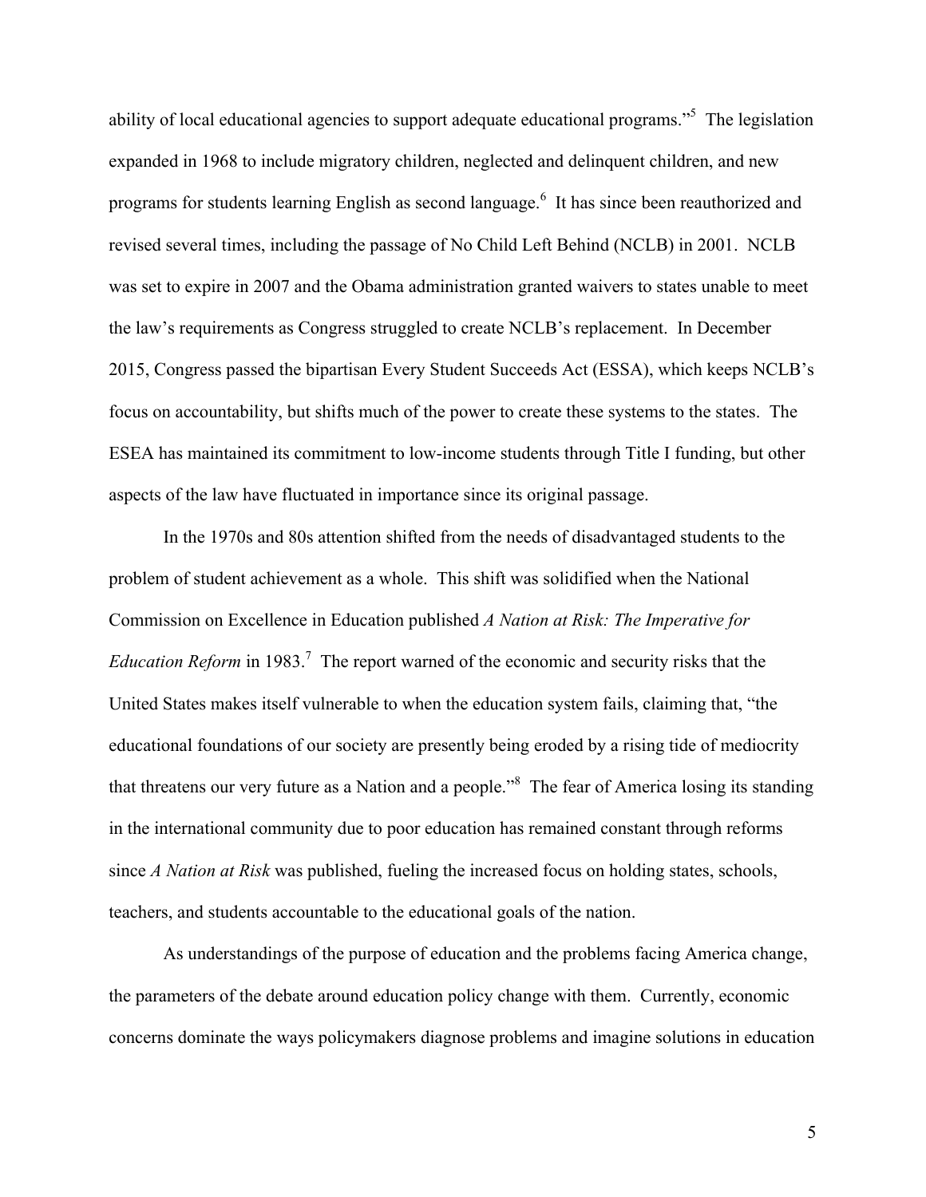ability of local educational agencies to support adequate educational programs."[5] The legislation expanded in 1968 to include migratory children, neglected and delinquent children, and new programs for students learning English as second language.[6] It has since been reauthorized and revised several times, including the passage of No Child Left Behind (NCLB) in 2001. NCLB was set to expire in 2007 and the Obama administration granted waivers to states unable to meet the law's requirements as Congress struggled to create NCLB's replacement. In December 2015, Congress passed the bipartisan Every Student Succeeds Act (ESSA), which keeps NCLB's focus on accountability, but shifts much of the power to create these systems to the states. The ESEA has maintained its commitment to low-income students through Title I funding, but other aspects of the law have fluctuated in importance since its original passage.

In the 1970s and 80s attention shifted from the needs of disadvantaged students to the problem of student achievement as a whole. This shift was solidified when the National Commission on Excellence in Education published *A Nation at Risk: The Imperative for Education Reform* in 1983.[7] The report warned of the economic and security risks that the United States makes itself vulnerable to when the education system fails, claiming that, "the educational foundations of our society are presently being eroded by a rising tide of mediocrity that threatens our very future as a Nation and a people."[8] The fear of America losing its standing in the international community due to poor education has remained constant through reforms since *A Nation at Risk* was published, fueling the increased focus on holding states, schools, teachers, and students accountable to the educational goals of the nation.

As understandings of the purpose of education and the problems facing America change, the parameters of the debate around education policy change with them. Currently, economic concerns dominate the ways policymakers diagnose problems and imagine solutions in education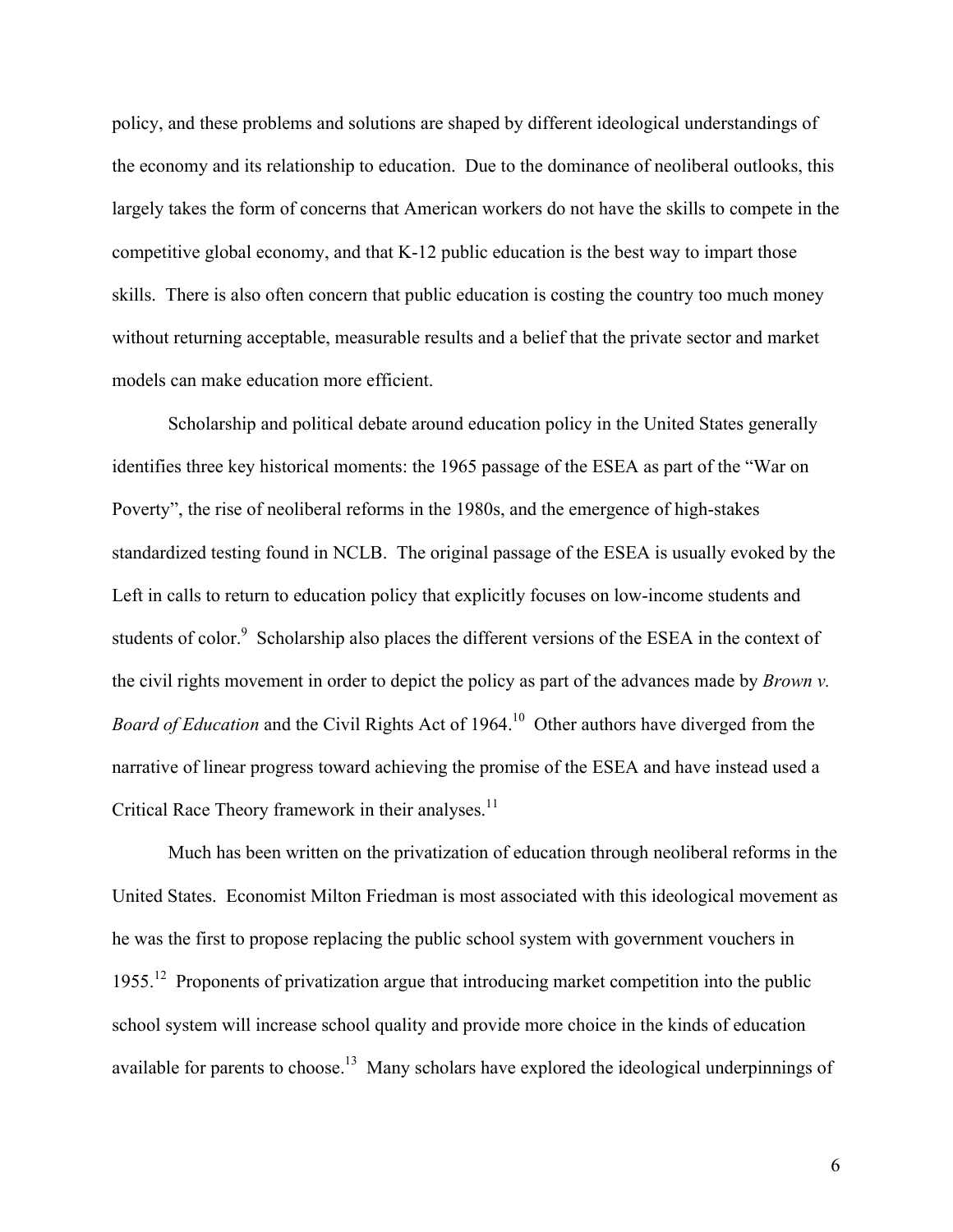policy, and these problems and solutions are shaped by different ideological understandings of the economy and its relationship to education. Due to the dominance of neoliberal outlooks, this largely takes the form of concerns that American workers do not have the skills to compete in the competitive global economy, and that K-12 public education is the best way to impart those skills. There is also often concern that public education is costing the country too much money without returning acceptable, measurable results and a belief that the private sector and market models can make education more efficient.

Scholarship and political debate around education policy in the United States generally identifies three key historical moments: the 1965 passage of the ESEA as part of the "War on Poverty", the rise of neoliberal reforms in the 1980s, and the emergence of high-stakes standardized testing found in NCLB. The original passage of the ESEA is usually evoked by the Left in calls to return to education policy that explicitly focuses on low-income students and students of color.[9] Scholarship also places the different versions of the ESEA in the context of the civil rights movement in order to depict the policy as part of the advances made by *Brown v. Board of Education* and the Civil Rights Act of 1964.[10] Other authors have diverged from the narrative of linear progress toward achieving the promise of the ESEA and have instead used a Critical Race Theory framework in their analyses.[11]

Much has been written on the privatization of education through neoliberal reforms in the United States. Economist Milton Friedman is most associated with this ideological movement as he was the first to propose replacing the public school system with government vouchers in 1955.[12] Proponents of privatization argue that introducing market competition into the public school system will increase school quality and provide more choice in the kinds of education available for parents to choose.[13] Many scholars have explored the ideological underpinnings of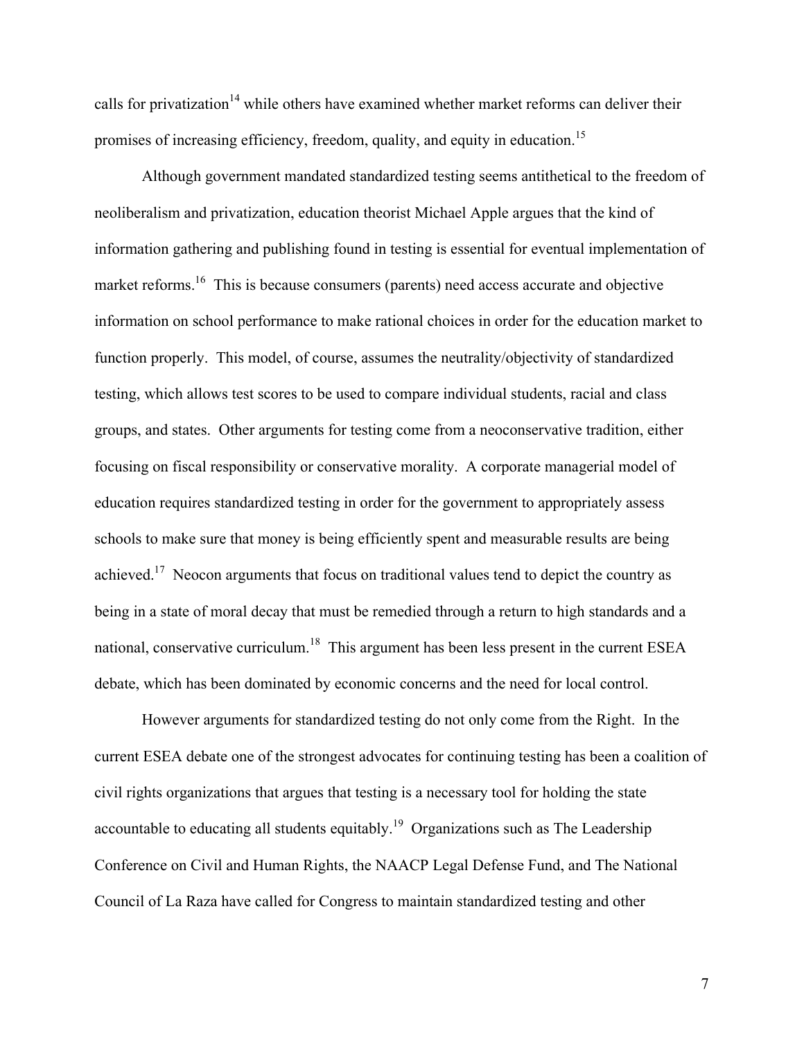calls for privatization[14] while others have examined whether market reforms can deliver their promises of increasing efficiency, freedom, quality, and equity in education.[15]

Although government mandated standardized testing seems antithetical to the freedom of neoliberalism and privatization, education theorist Michael Apple argues that the kind of information gathering and publishing found in testing is essential for eventual implementation of market reforms.[16] This is because consumers (parents) need access accurate and objective information on school performance to make rational choices in order for the education market to function properly. This model, of course, assumes the neutrality/objectivity of standardized testing, which allows test scores to be used to compare individual students, racial and class groups, and states. Other arguments for testing come from a neoconservative tradition, either focusing on fiscal responsibility or conservative morality. A corporate managerial model of education requires standardized testing in order for the government to appropriately assess schools to make sure that money is being efficiently spent and measurable results are being achieved.[17] Neocon arguments that focus on traditional values tend to depict the country as being in a state of moral decay that must be remedied through a return to high standards and a national, conservative curriculum.[18] This argument has been less present in the current ESEA debate, which has been dominated by economic concerns and the need for local control.

However arguments for standardized testing do not only come from the Right. In the current ESEA debate one of the strongest advocates for continuing testing has been a coalition of civil rights organizations that argues that testing is a necessary tool for holding the state accountable to educating all students equitably.[19] Organizations such as The Leadership Conference on Civil and Human Rights, the NAACP Legal Defense Fund, and The National Council of La Raza have called for Congress to maintain standardized testing and other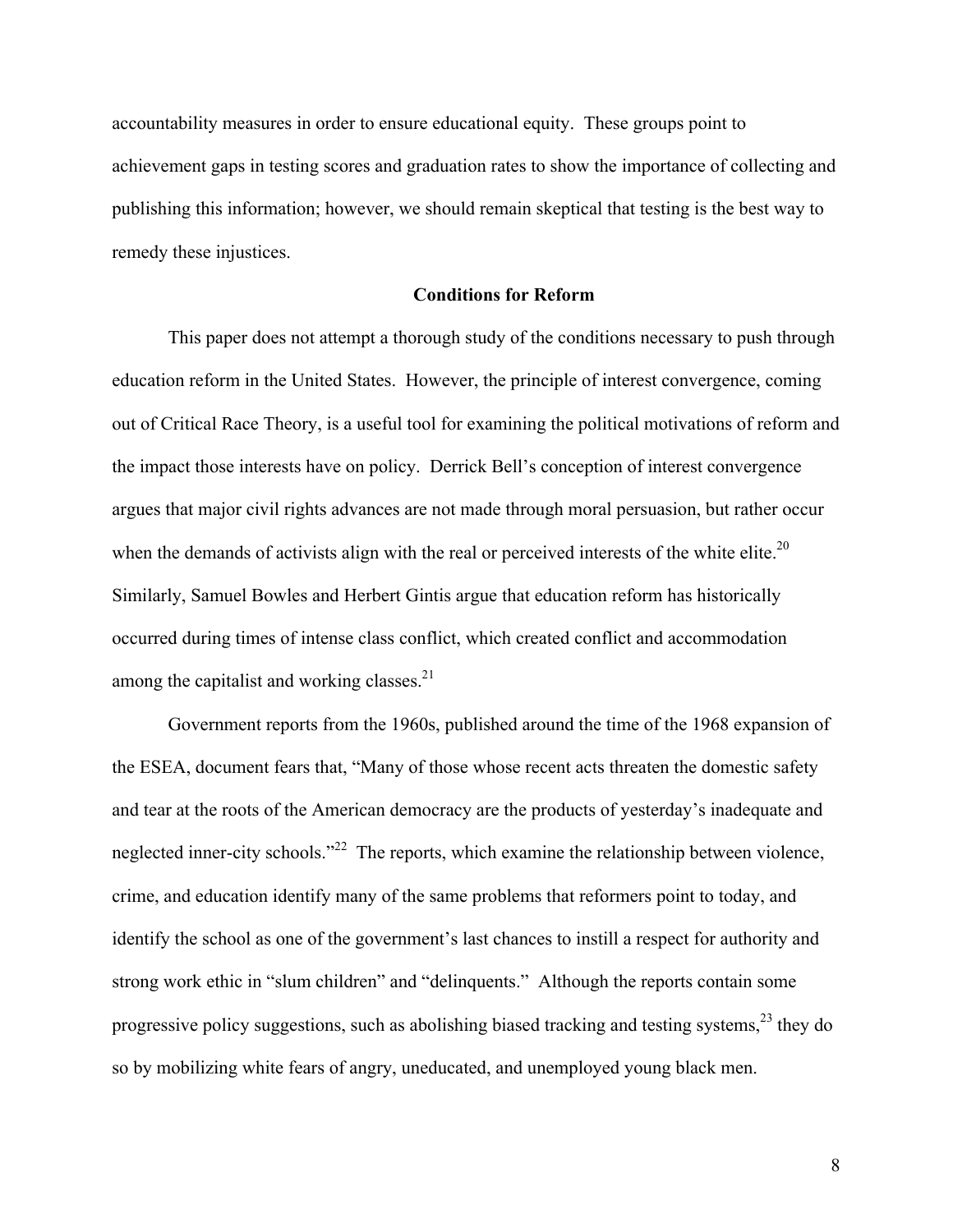accountability measures in order to ensure educational equity. These groups point to achievement gaps in testing scores and graduation rates to show the importance of collecting and publishing this information; however, we should remain skeptical that testing is the best way to remedy these injustices.

## Conditions for Reform

This paper does not attempt a thorough study of the conditions necessary to push through education reform in the United States. However, the principle of interest convergence, coming out of Critical Race Theory, is a useful tool for examining the political motivations of reform and the impact those interests have on policy. Derrick Bell's conception of interest convergence argues that major civil rights advances are not made through moral persuasion, but rather occur when the demands of activists align with the real or perceived interests of the white elite.[20] Similarly, Samuel Bowles and Herbert Gintis argue that education reform has historically occurred during times of intense class conflict, which created conflict and accommodation among the capitalist and working classes.[21]

Government reports from the 1960s, published around the time of the 1968 expansion of the ESEA, document fears that, "Many of those whose recent acts threaten the domestic safety and tear at the roots of the American democracy are the products of yesterday's inadequate and neglected inner-city schools."[22] The reports, which examine the relationship between violence, crime, and education identify many of the same problems that reformers point to today, and identify the school as one of the government's last chances to instill a respect for authority and strong work ethic in "slum children" and "delinquents." Although the reports contain some progressive policy suggestions, such as abolishing biased tracking and testing systems,[23] they do so by mobilizing white fears of angry, uneducated, and unemployed young black men.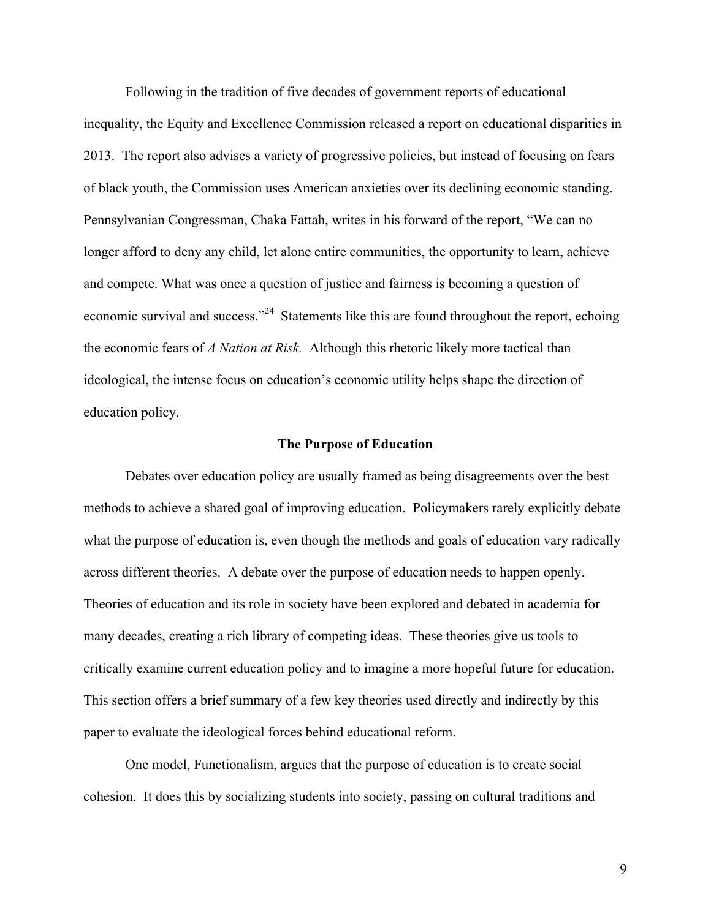Following in the tradition of five decades of government reports of educational inequality, the Equity and Excellence Commission released a report on educational disparities in 2013. The report also advises a variety of progressive policies, but instead of focusing on fears of black youth, the Commission uses American anxieties over its declining economic standing. Pennsylvanian Congressman, Chaka Fattah, writes in his forward of the report, "We can no longer afford to deny any child, let alone entire communities, the opportunity to learn, achieve and compete. What was once a question of justice and fairness is becoming a question of economic survival and success."[24] Statements like this are found throughout the report, echoing the economic fears of *A Nation at Risk.* Although this rhetoric likely more tactical than ideological, the intense focus on education's economic utility helps shape the direction of education policy.

## The Purpose of Education

Debates over education policy are usually framed as being disagreements over the best methods to achieve a shared goal of improving education. Policymakers rarely explicitly debate what the purpose of education is, even though the methods and goals of education vary radically across different theories. A debate over the purpose of education needs to happen openly. Theories of education and its role in society have been explored and debated in academia for many decades, creating a rich library of competing ideas. These theories give us tools to critically examine current education policy and to imagine a more hopeful future for education. This section offers a brief summary of a few key theories used directly and indirectly by this paper to evaluate the ideological forces behind educational reform.

One model, Functionalism, argues that the purpose of education is to create social cohesion. It does this by socializing students into society, passing on cultural traditions and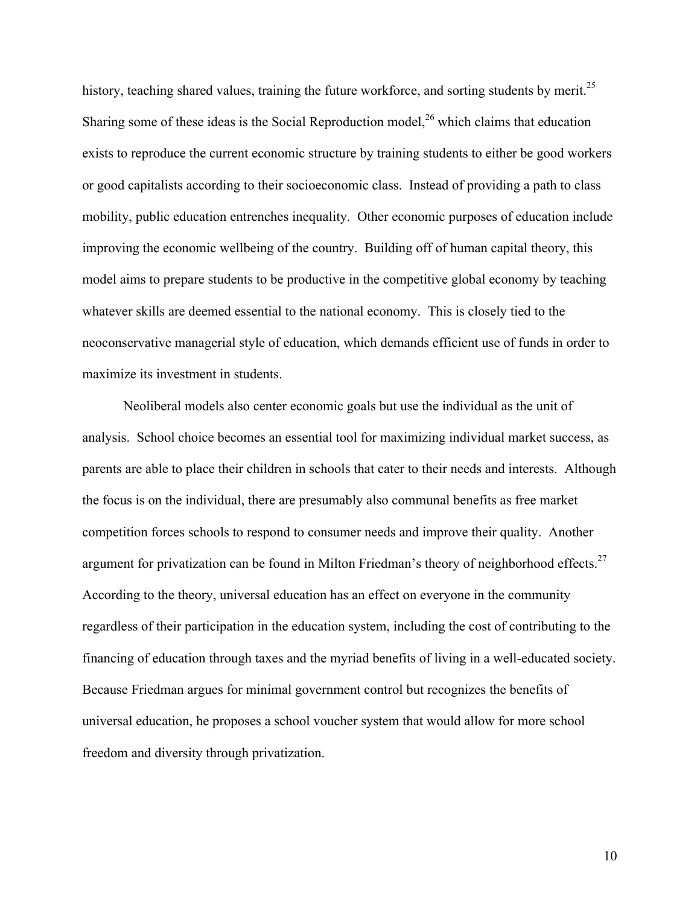history, teaching shared values, training the future workforce, and sorting students by merit.[25] Sharing some of these ideas is the Social Reproduction model,[26] which claims that education exists to reproduce the current economic structure by training students to either be good workers or good capitalists according to their socioeconomic class. Instead of providing a path to class mobility, public education entrenches inequality. Other economic purposes of education include improving the economic wellbeing of the country. Building off of human capital theory, this model aims to prepare students to be productive in the competitive global economy by teaching whatever skills are deemed essential to the national economy. This is closely tied to the neoconservative managerial style of education, which demands efficient use of funds in order to maximize its investment in students.

Neoliberal models also center economic goals but use the individual as the unit of analysis. School choice becomes an essential tool for maximizing individual market success, as parents are able to place their children in schools that cater to their needs and interests. Although the focus is on the individual, there are presumably also communal benefits as free market competition forces schools to respond to consumer needs and improve their quality. Another argument for privatization can be found in Milton Friedman's theory of neighborhood effects.[27] According to the theory, universal education has an effect on everyone in the community regardless of their participation in the education system, including the cost of contributing to the financing of education through taxes and the myriad benefits of living in a well-educated society. Because Friedman argues for minimal government control but recognizes the benefits of universal education, he proposes a school voucher system that would allow for more school freedom and diversity through privatization.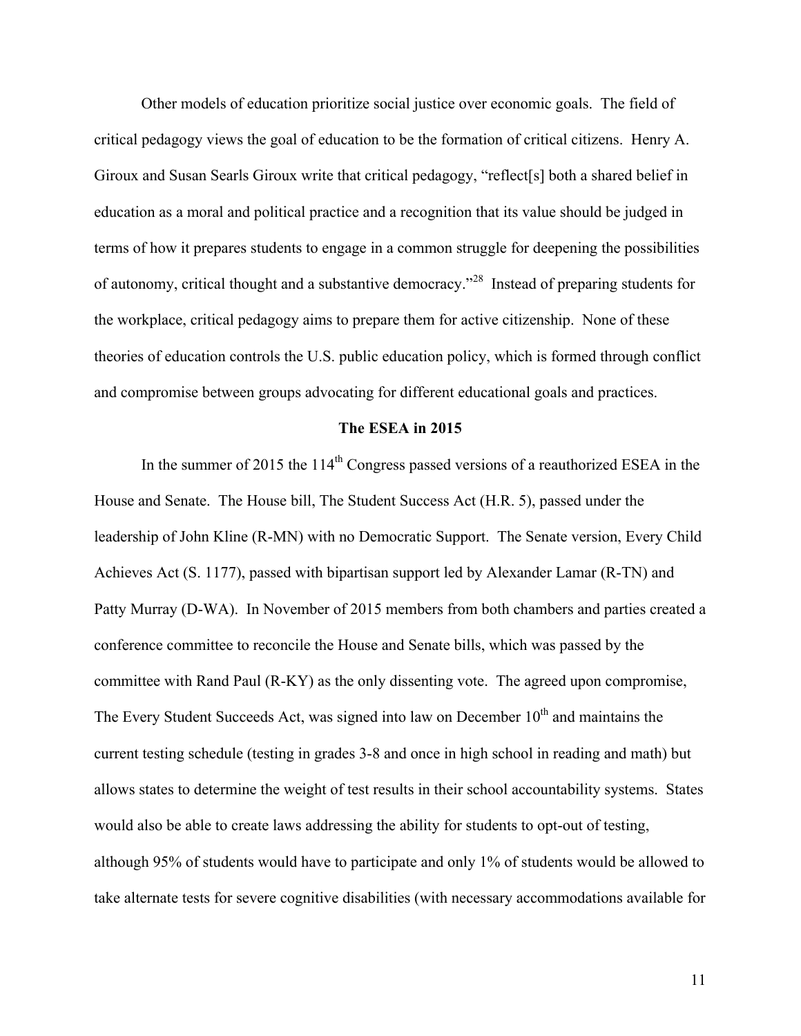Other models of education prioritize social justice over economic goals. The field of critical pedagogy views the goal of education to be the formation of critical citizens. Henry A. Giroux and Susan Searls Giroux write that critical pedagogy, "reflect[s] both a shared belief in education as a moral and political practice and a recognition that its value should be judged in terms of how it prepares students to engage in a common struggle for deepening the possibilities of autonomy, critical thought and a substantive democracy."[28] Instead of preparing students for the workplace, critical pedagogy aims to prepare them for active citizenship. None of these theories of education controls the U.S. public education policy, which is formed through conflict and compromise between groups advocating for different educational goals and practices.

## The ESEA in 2015

In the summer of 2015 the 114th Congress passed versions of a reauthorized ESEA in the House and Senate. The House bill, The Student Success Act (H.R. 5), passed under the leadership of John Kline (R-MN) with no Democratic Support. The Senate version, Every Child Achieves Act (S. 1177), passed with bipartisan support led by Alexander Lamar (R-TN) and Patty Murray (D-WA). In November of 2015 members from both chambers and parties created a conference committee to reconcile the House and Senate bills, which was passed by the committee with Rand Paul (R-KY) as the only dissenting vote. The agreed upon compromise, The Every Student Succeeds Act, was signed into law on December 10th and maintains the current testing schedule (testing in grades 3-8 and once in high school in reading and math) but allows states to determine the weight of test results in their school accountability systems. States would also be able to create laws addressing the ability for students to opt-out of testing, although 95% of students would have to participate and only 1% of students would be allowed to take alternate tests for severe cognitive disabilities (with necessary accommodations available for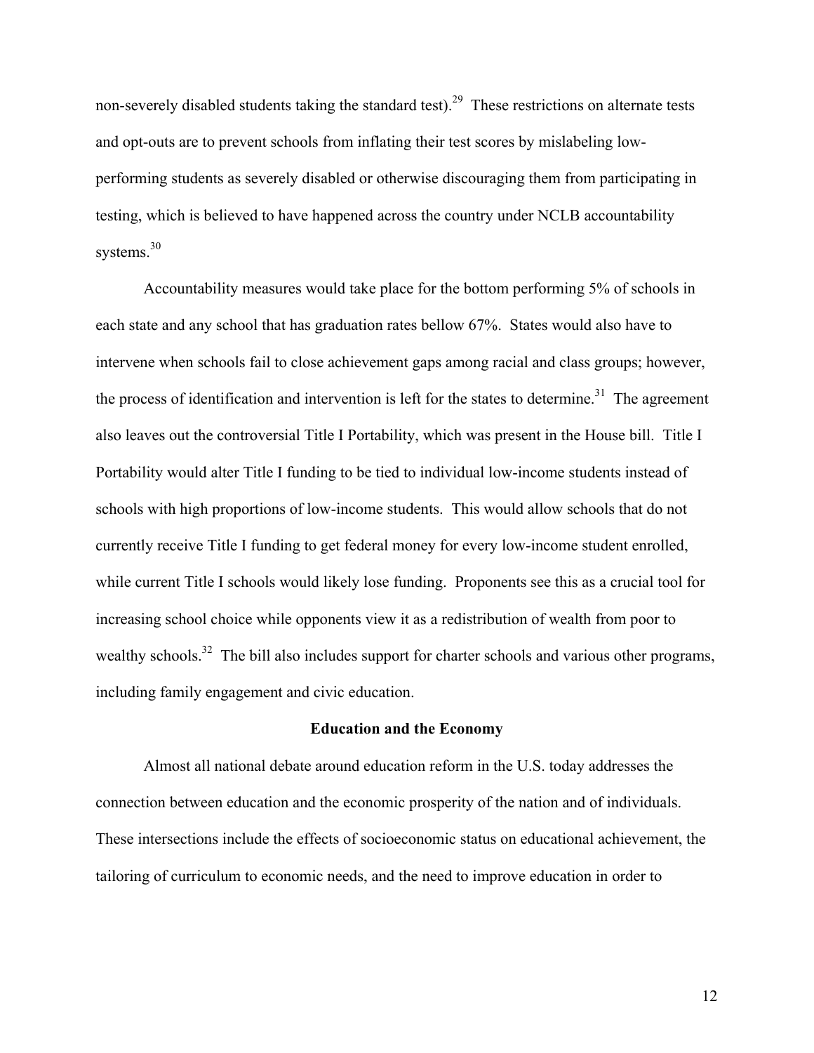non-severely disabled students taking the standard test).[29] These restrictions on alternate tests and opt-outs are to prevent schools from inflating their test scores by mislabeling low-performing students as severely disabled or otherwise discouraging them from participating in testing, which is believed to have happened across the country under NCLB accountability systems.[30]

Accountability measures would take place for the bottom performing 5% of schools in each state and any school that has graduation rates bellow 67%. States would also have to intervene when schools fail to close achievement gaps among racial and class groups; however, the process of identification and intervention is left for the states to determine.[31] The agreement also leaves out the controversial Title I Portability, which was present in the House bill. Title I Portability would alter Title I funding to be tied to individual low-income students instead of schools with high proportions of low-income students. This would allow schools that do not currently receive Title I funding to get federal money for every low-income student enrolled, while current Title I schools would likely lose funding. Proponents see this as a crucial tool for increasing school choice while opponents view it as a redistribution of wealth from poor to wealthy schools.[32] The bill also includes support for charter schools and various other programs, including family engagement and civic education.

## Education and the Economy

Almost all national debate around education reform in the U.S. today addresses the connection between education and the economic prosperity of the nation and of individuals. These intersections include the effects of socioeconomic status on educational achievement, the tailoring of curriculum to economic needs, and the need to improve education in order to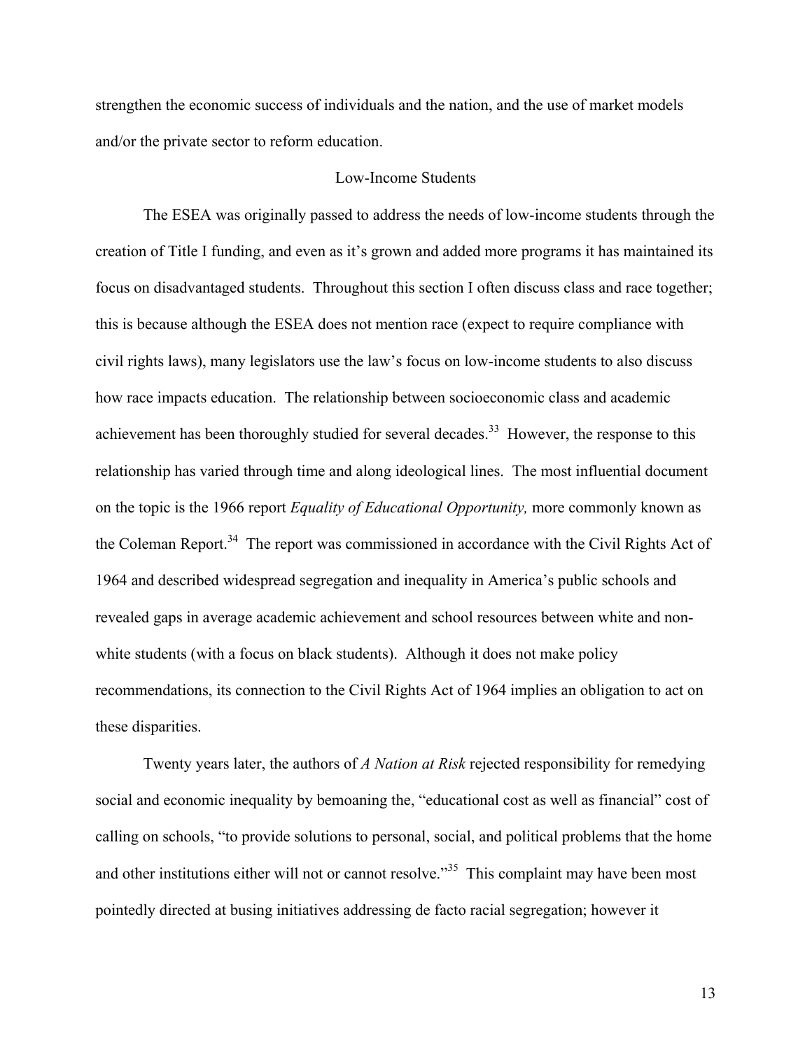strengthen the economic success of individuals and the nation, and the use of market models and/or the private sector to reform education.

## Low-Income Students

The ESEA was originally passed to address the needs of low-income students through the creation of Title I funding, and even as it's grown and added more programs it has maintained its focus on disadvantaged students. Throughout this section I often discuss class and race together; this is because although the ESEA does not mention race (expect to require compliance with civil rights laws), many legislators use the law's focus on low-income students to also discuss how race impacts education. The relationship between socioeconomic class and academic achievement has been thoroughly studied for several decades.[33] However, the response to this relationship has varied through time and along ideological lines. The most influential document on the topic is the 1966 report *Equality of Educational Opportunity,* more commonly known as the Coleman Report.[34] The report was commissioned in accordance with the Civil Rights Act of 1964 and described widespread segregation and inequality in America's public schools and revealed gaps in average academic achievement and school resources between white and non-white students (with a focus on black students). Although it does not make policy recommendations, its connection to the Civil Rights Act of 1964 implies an obligation to act on these disparities.

Twenty years later, the authors of *A Nation at Risk* rejected responsibility for remedying social and economic inequality by bemoaning the, "educational cost as well as financial" cost of calling on schools, "to provide solutions to personal, social, and political problems that the home and other institutions either will not or cannot resolve."[35] This complaint may have been most pointedly directed at busing initiatives addressing de facto racial segregation; however it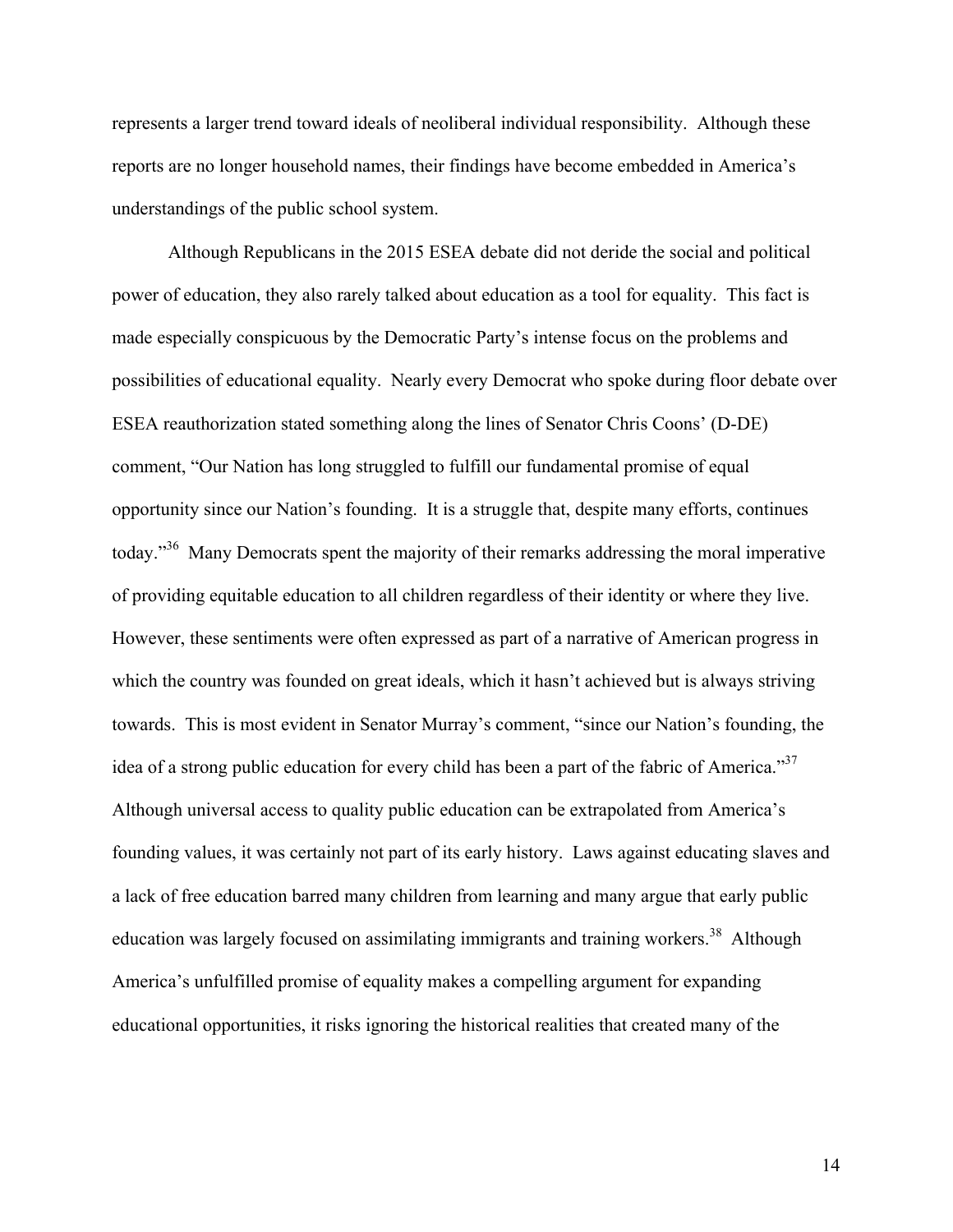represents a larger trend toward ideals of neoliberal individual responsibility. Although these reports are no longer household names, their findings have become embedded in America's understandings of the public school system.

Although Republicans in the 2015 ESEA debate did not deride the social and political power of education, they also rarely talked about education as a tool for equality. This fact is made especially conspicuous by the Democratic Party's intense focus on the problems and possibilities of educational equality. Nearly every Democrat who spoke during floor debate over ESEA reauthorization stated something along the lines of Senator Chris Coons' (D-DE) comment, "Our Nation has long struggled to fulfill our fundamental promise of equal opportunity since our Nation's founding. It is a struggle that, despite many efforts, continues today."[36] Many Democrats spent the majority of their remarks addressing the moral imperative of providing equitable education to all children regardless of their identity or where they live. However, these sentiments were often expressed as part of a narrative of American progress in which the country was founded on great ideals, which it hasn't achieved but is always striving towards. This is most evident in Senator Murray's comment, "since our Nation's founding, the idea of a strong public education for every child has been a part of the fabric of America."[37] Although universal access to quality public education can be extrapolated from America's founding values, it was certainly not part of its early history. Laws against educating slaves and a lack of free education barred many children from learning and many argue that early public education was largely focused on assimilating immigrants and training workers.[38] Although America's unfulfilled promise of equality makes a compelling argument for expanding educational opportunities, it risks ignoring the historical realities that created many of the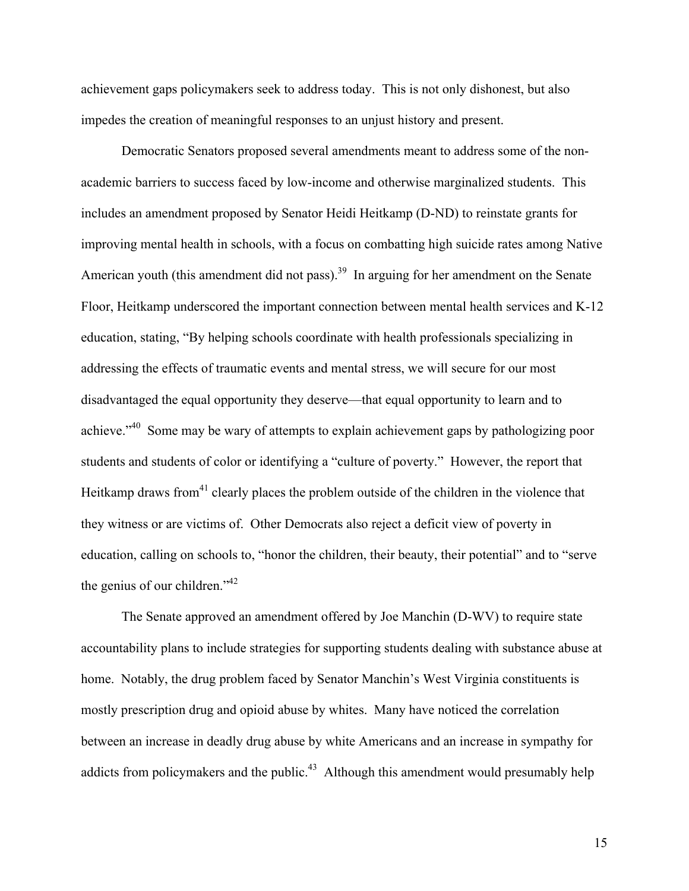achievement gaps policymakers seek to address today. This is not only dishonest, but also impedes the creation of meaningful responses to an unjust history and present.

Democratic Senators proposed several amendments meant to address some of the non-academic barriers to success faced by low-income and otherwise marginalized students. This includes an amendment proposed by Senator Heidi Heitkamp (D-ND) to reinstate grants for improving mental health in schools, with a focus on combatting high suicide rates among Native American youth (this amendment did not pass).[39] In arguing for her amendment on the Senate Floor, Heitkamp underscored the important connection between mental health services and K-12 education, stating, "By helping schools coordinate with health professionals specializing in addressing the effects of traumatic events and mental stress, we will secure for our most disadvantaged the equal opportunity they deserve—that equal opportunity to learn and to achieve."[40] Some may be wary of attempts to explain achievement gaps by pathologizing poor students and students of color or identifying a "culture of poverty." However, the report that Heitkamp draws from[41] clearly places the problem outside of the children in the violence that they witness or are victims of. Other Democrats also reject a deficit view of poverty in education, calling on schools to, "honor the children, their beauty, their potential" and to "serve the genius of our children."[42]

The Senate approved an amendment offered by Joe Manchin (D-WV) to require state accountability plans to include strategies for supporting students dealing with substance abuse at home. Notably, the drug problem faced by Senator Manchin's West Virginia constituents is mostly prescription drug and opioid abuse by whites. Many have noticed the correlation between an increase in deadly drug abuse by white Americans and an increase in sympathy for addicts from policymakers and the public.[43] Although this amendment would presumably help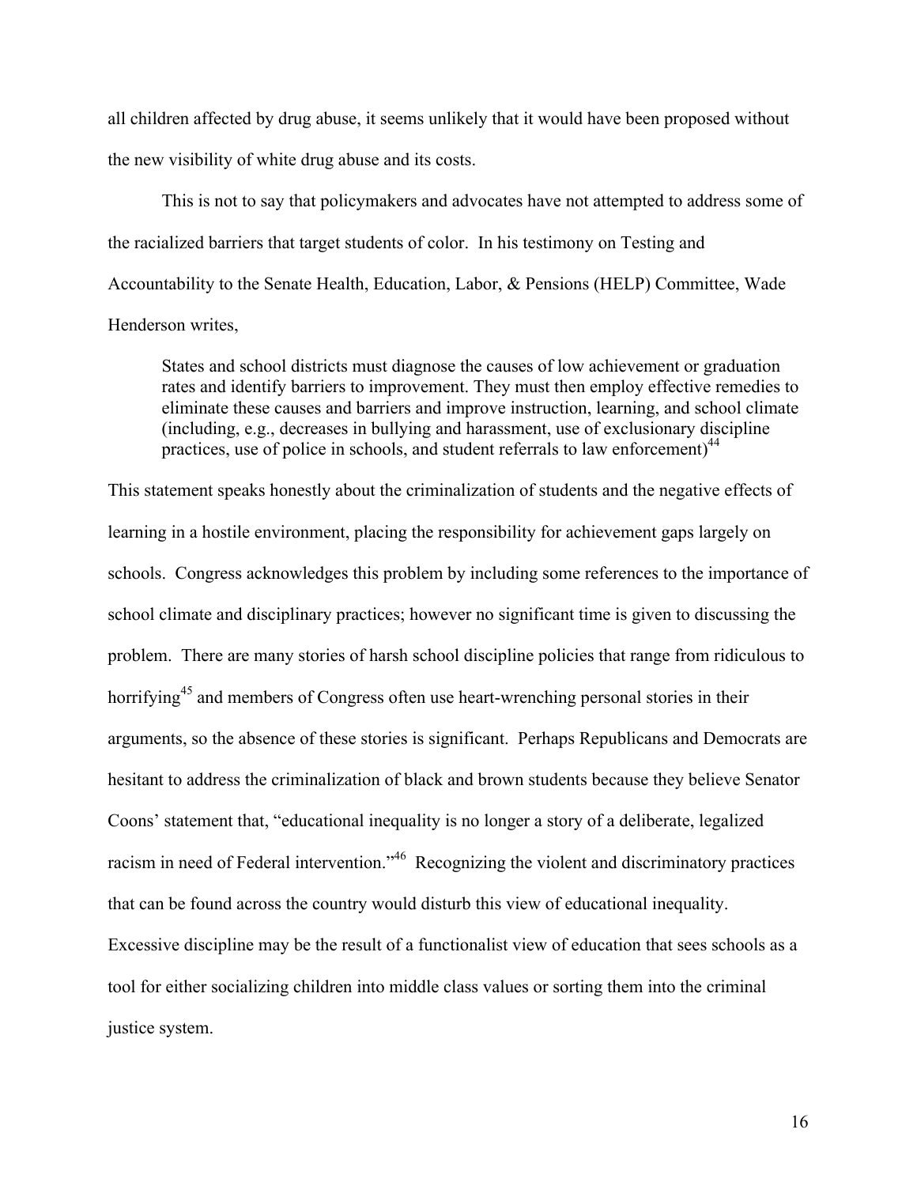all children affected by drug abuse, it seems unlikely that it would have been proposed without the new visibility of white drug abuse and its costs.

This is not to say that policymakers and advocates have not attempted to address some of the racialized barriers that target students of color. In his testimony on Testing and Accountability to the Senate Health, Education, Labor, & Pensions (HELP) Committee, Wade Henderson writes,

> States and school districts must diagnose the causes of low achievement or graduation rates and identify barriers to improvement. They must then employ effective remedies to eliminate these causes and barriers and improve instruction, learning, and school climate (including, e.g., decreases in bullying and harassment, use of exclusionary discipline practices, use of police in schools, and student referrals to law enforcement)[44]

This statement speaks honestly about the criminalization of students and the negative effects of learning in a hostile environment, placing the responsibility for achievement gaps largely on schools. Congress acknowledges this problem by including some references to the importance of school climate and disciplinary practices; however no significant time is given to discussing the problem. There are many stories of harsh school discipline policies that range from ridiculous to horrifying[45] and members of Congress often use heart-wrenching personal stories in their arguments, so the absence of these stories is significant. Perhaps Republicans and Democrats are hesitant to address the criminalization of black and brown students because they believe Senator Coons' statement that, "educational inequality is no longer a story of a deliberate, legalized racism in need of Federal intervention."[46] Recognizing the violent and discriminatory practices that can be found across the country would disturb this view of educational inequality. Excessive discipline may be the result of a functionalist view of education that sees schools as a tool for either socializing children into middle class values or sorting them into the criminal justice system.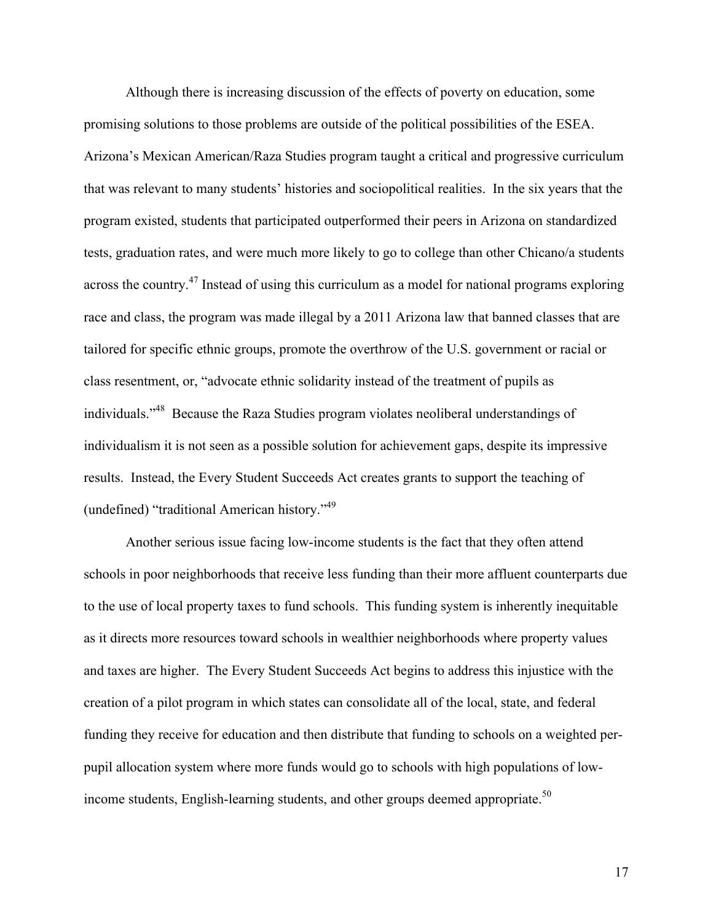Although there is increasing discussion of the effects of poverty on education, some promising solutions to those problems are outside of the political possibilities of the ESEA. Arizona's Mexican American/Raza Studies program taught a critical and progressive curriculum that was relevant to many students' histories and sociopolitical realities. In the six years that the program existed, students that participated outperformed their peers in Arizona on standardized tests, graduation rates, and were much more likely to go to college than other Chicano/a students across the country.[47] Instead of using this curriculum as a model for national programs exploring race and class, the program was made illegal by a 2011 Arizona law that banned classes that are tailored for specific ethnic groups, promote the overthrow of the U.S. government or racial or class resentment, or, "advocate ethnic solidarity instead of the treatment of pupils as individuals."[48] Because the Raza Studies program violates neoliberal understandings of individualism it is not seen as a possible solution for achievement gaps, despite its impressive results. Instead, the Every Student Succeeds Act creates grants to support the teaching of (undefined) "traditional American history."[49]

Another serious issue facing low-income students is the fact that they often attend schools in poor neighborhoods that receive less funding than their more affluent counterparts due to the use of local property taxes to fund schools. This funding system is inherently inequitable as it directs more resources toward schools in wealthier neighborhoods where property values and taxes are higher. The Every Student Succeeds Act begins to address this injustice with the creation of a pilot program in which states can consolidate all of the local, state, and federal funding they receive for education and then distribute that funding to schools on a weighted per-pupil allocation system where more funds would go to schools with high populations of low-income students, English-learning students, and other groups deemed appropriate.[50]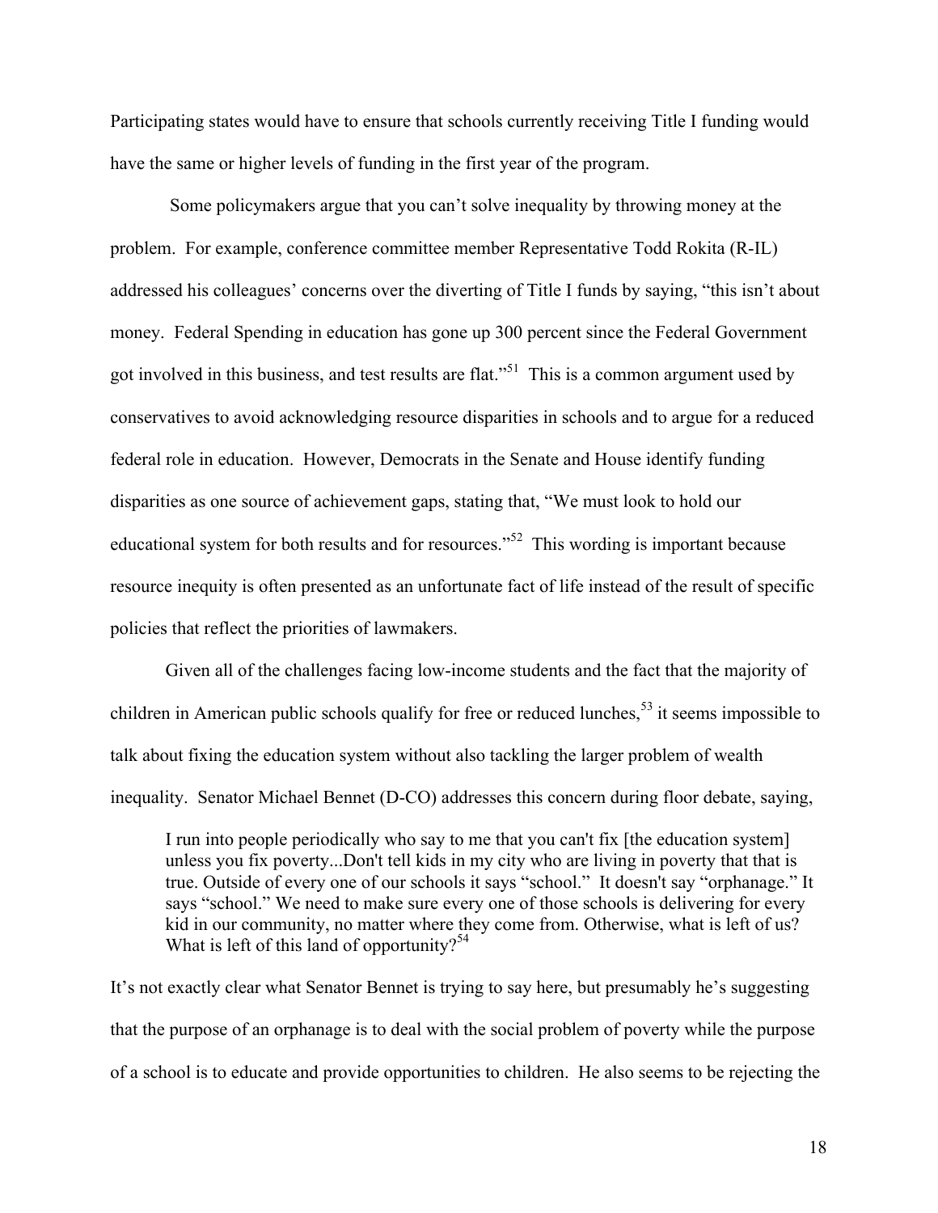Participating states would have to ensure that schools currently receiving Title I funding would have the same or higher levels of funding in the first year of the program.

Some policymakers argue that you can't solve inequality by throwing money at the problem. For example, conference committee member Representative Todd Rokita (R-IL) addressed his colleagues' concerns over the diverting of Title I funds by saying, "this isn't about money. Federal Spending in education has gone up 300 percent since the Federal Government got involved in this business, and test results are flat."[51] This is a common argument used by conservatives to avoid acknowledging resource disparities in schools and to argue for a reduced federal role in education. However, Democrats in the Senate and House identify funding disparities as one source of achievement gaps, stating that, "We must look to hold our educational system for both results and for resources."[52] This wording is important because resource inequity is often presented as an unfortunate fact of life instead of the result of specific policies that reflect the priorities of lawmakers.

Given all of the challenges facing low-income students and the fact that the majority of children in American public schools qualify for free or reduced lunches,[53] it seems impossible to talk about fixing the education system without also tackling the larger problem of wealth inequality. Senator Michael Bennet (D-CO) addresses this concern during floor debate, saying,

> I run into people periodically who say to me that you can't fix [the education system] unless you fix poverty...Don't tell kids in my city who are living in poverty that that is true. Outside of every one of our schools it says "school." It doesn't say "orphanage." It says "school." We need to make sure every one of those schools is delivering for every kid in our community, no matter where they come from. Otherwise, what is left of us? What is left of this land of opportunity?[54]

It's not exactly clear what Senator Bennet is trying to say here, but presumably he's suggesting that the purpose of an orphanage is to deal with the social problem of poverty while the purpose of a school is to educate and provide opportunities to children. He also seems to be rejecting the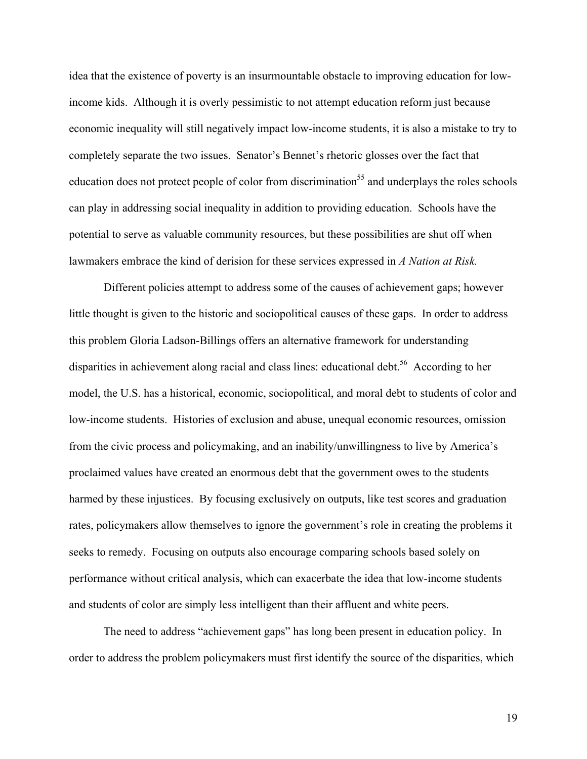idea that the existence of poverty is an insurmountable obstacle to improving education for low-income kids. Although it is overly pessimistic to not attempt education reform just because economic inequality will still negatively impact low-income students, it is also a mistake to try to completely separate the two issues. Senator's Bennet's rhetoric glosses over the fact that education does not protect people of color from discrimination[55] and underplays the roles schools can play in addressing social inequality in addition to providing education. Schools have the potential to serve as valuable community resources, but these possibilities are shut off when lawmakers embrace the kind of derision for these services expressed in *A Nation at Risk.*

Different policies attempt to address some of the causes of achievement gaps; however little thought is given to the historic and sociopolitical causes of these gaps. In order to address this problem Gloria Ladson-Billings offers an alternative framework for understanding disparities in achievement along racial and class lines: educational debt.[56] According to her model, the U.S. has a historical, economic, sociopolitical, and moral debt to students of color and low-income students. Histories of exclusion and abuse, unequal economic resources, omission from the civic process and policymaking, and an inability/unwillingness to live by America's proclaimed values have created an enormous debt that the government owes to the students harmed by these injustices. By focusing exclusively on outputs, like test scores and graduation rates, policymakers allow themselves to ignore the government's role in creating the problems it seeks to remedy. Focusing on outputs also encourage comparing schools based solely on performance without critical analysis, which can exacerbate the idea that low-income students and students of color are simply less intelligent than their affluent and white peers.

The need to address "achievement gaps" has long been present in education policy. In order to address the problem policymakers must first identify the source of the disparities, which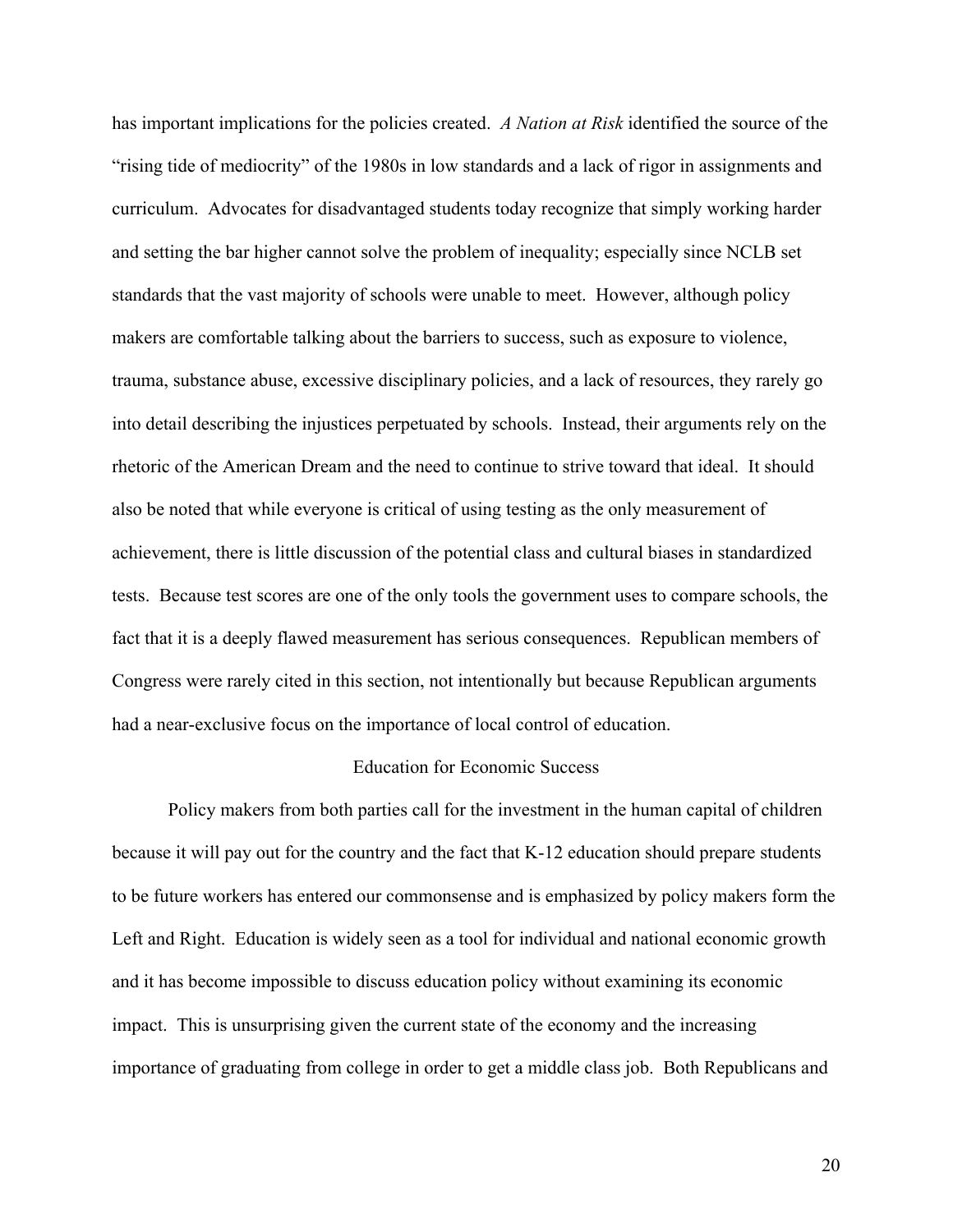has important implications for the policies created. *A Nation at Risk* identified the source of the "rising tide of mediocrity" of the 1980s in low standards and a lack of rigor in assignments and curriculum. Advocates for disadvantaged students today recognize that simply working harder and setting the bar higher cannot solve the problem of inequality; especially since NCLB set standards that the vast majority of schools were unable to meet. However, although policy makers are comfortable talking about the barriers to success, such as exposure to violence, trauma, substance abuse, excessive disciplinary policies, and a lack of resources, they rarely go into detail describing the injustices perpetuated by schools. Instead, their arguments rely on the rhetoric of the American Dream and the need to continue to strive toward that ideal. It should also be noted that while everyone is critical of using testing as the only measurement of achievement, there is little discussion of the potential class and cultural biases in standardized tests. Because test scores are one of the only tools the government uses to compare schools, the fact that it is a deeply flawed measurement has serious consequences. Republican members of Congress were rarely cited in this section, not intentionally but because Republican arguments had a near-exclusive focus on the importance of local control of education.

## Education for Economic Success

Policy makers from both parties call for the investment in the human capital of children because it will pay out for the country and the fact that K-12 education should prepare students to be future workers has entered our commonsense and is emphasized by policy makers form the Left and Right. Education is widely seen as a tool for individual and national economic growth and it has become impossible to discuss education policy without examining its economic impact. This is unsurprising given the current state of the economy and the increasing importance of graduating from college in order to get a middle class job. Both Republicans and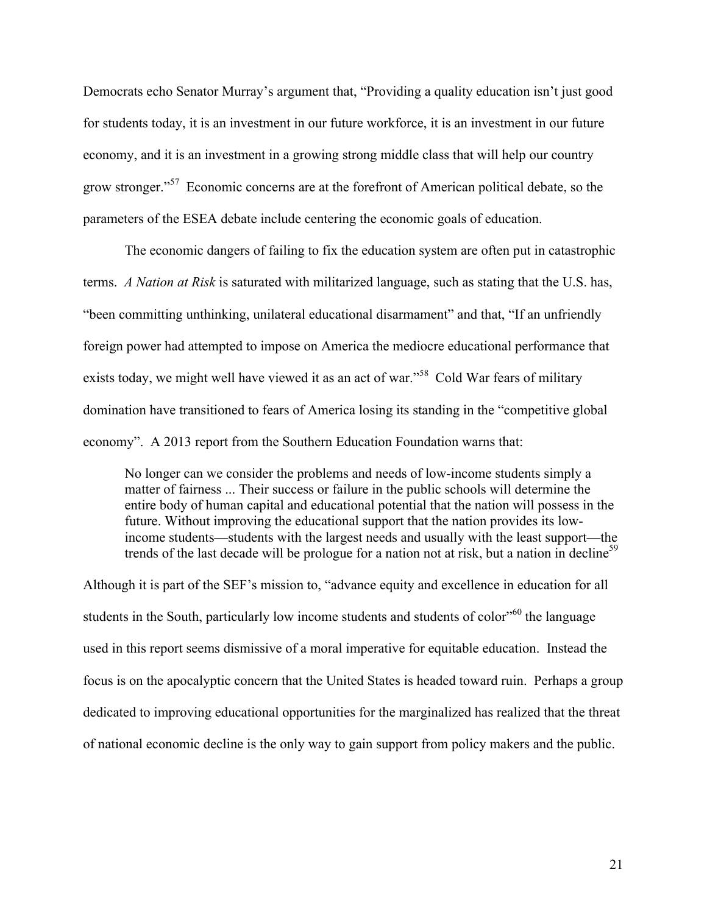Democrats echo Senator Murray's argument that, "Providing a quality education isn't just good for students today, it is an investment in our future workforce, it is an investment in our future economy, and it is an investment in a growing strong middle class that will help our country grow stronger."[57] Economic concerns are at the forefront of American political debate, so the parameters of the ESEA debate include centering the economic goals of education.

The economic dangers of failing to fix the education system are often put in catastrophic terms. *A Nation at Risk* is saturated with militarized language, such as stating that the U.S. has, "been committing unthinking, unilateral educational disarmament" and that, "If an unfriendly foreign power had attempted to impose on America the mediocre educational performance that exists today, we might well have viewed it as an act of war."[58] Cold War fears of military domination have transitioned to fears of America losing its standing in the "competitive global economy". A 2013 report from the Southern Education Foundation warns that:

> No longer can we consider the problems and needs of low-income students simply a matter of fairness ... Their success or failure in the public schools will determine the entire body of human capital and educational potential that the nation will possess in the future. Without improving the educational support that the nation provides its low-income students—students with the largest needs and usually with the least support—the trends of the last decade will be prologue for a nation not at risk, but a nation in decline[59]

Although it is part of the SEF's mission to, "advance equity and excellence in education for all students in the South, particularly low income students and students of color"[60] the language used in this report seems dismissive of a moral imperative for equitable education. Instead the focus is on the apocalyptic concern that the United States is headed toward ruin. Perhaps a group dedicated to improving educational opportunities for the marginalized has realized that the threat of national economic decline is the only way to gain support from policy makers and the public.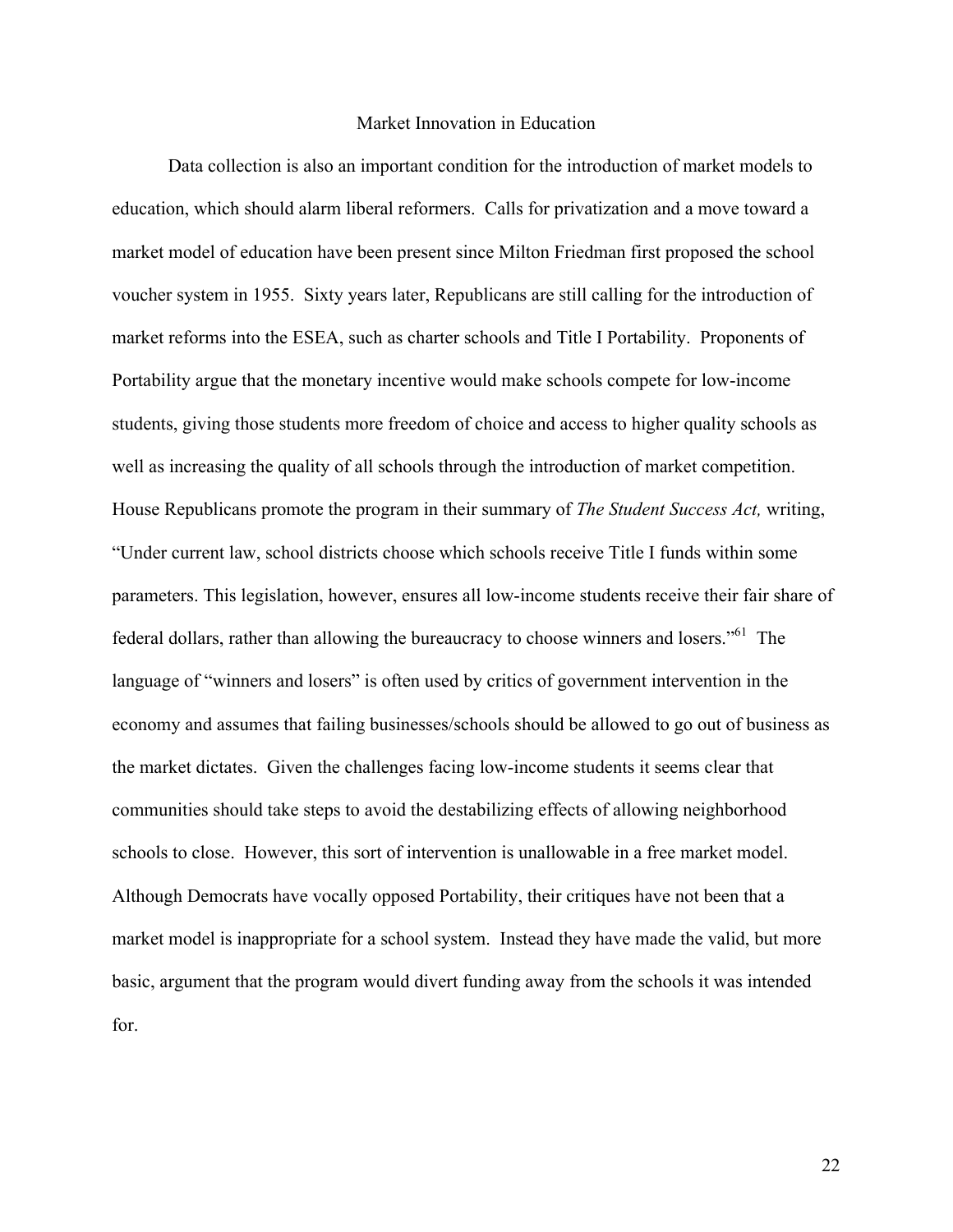## Market Innovation in Education

Data collection is also an important condition for the introduction of market models to education, which should alarm liberal reformers. Calls for privatization and a move toward a market model of education have been present since Milton Friedman first proposed the school voucher system in 1955. Sixty years later, Republicans are still calling for the introduction of market reforms into the ESEA, such as charter schools and Title I Portability. Proponents of Portability argue that the monetary incentive would make schools compete for low-income students, giving those students more freedom of choice and access to higher quality schools as well as increasing the quality of all schools through the introduction of market competition. House Republicans promote the program in their summary of *The Student Success Act,* writing, "Under current law, school districts choose which schools receive Title I funds within some parameters. This legislation, however, ensures all low-income students receive their fair share of federal dollars, rather than allowing the bureaucracy to choose winners and losers."[61] The language of "winners and losers" is often used by critics of government intervention in the economy and assumes that failing businesses/schools should be allowed to go out of business as the market dictates. Given the challenges facing low-income students it seems clear that communities should take steps to avoid the destabilizing effects of allowing neighborhood schools to close. However, this sort of intervention is unallowable in a free market model. Although Democrats have vocally opposed Portability, their critiques have not been that a market model is inappropriate for a school system. Instead they have made the valid, but more basic, argument that the program would divert funding away from the schools it was intended for.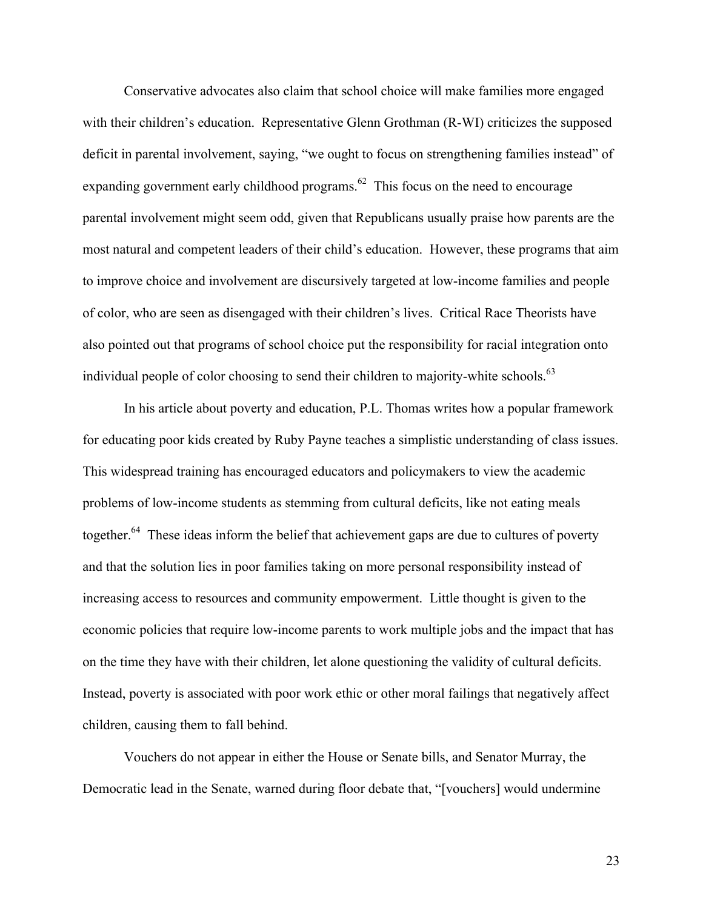Conservative advocates also claim that school choice will make families more engaged with their children's education. Representative Glenn Grothman (R-WI) criticizes the supposed deficit in parental involvement, saying, "we ought to focus on strengthening families instead" of expanding government early childhood programs.[62] This focus on the need to encourage parental involvement might seem odd, given that Republicans usually praise how parents are the most natural and competent leaders of their child's education. However, these programs that aim to improve choice and involvement are discursively targeted at low-income families and people of color, who are seen as disengaged with their children's lives. Critical Race Theorists have also pointed out that programs of school choice put the responsibility for racial integration onto individual people of color choosing to send their children to majority-white schools.[63]

In his article about poverty and education, P.L. Thomas writes how a popular framework for educating poor kids created by Ruby Payne teaches a simplistic understanding of class issues. This widespread training has encouraged educators and policymakers to view the academic problems of low-income students as stemming from cultural deficits, like not eating meals together.[64] These ideas inform the belief that achievement gaps are due to cultures of poverty and that the solution lies in poor families taking on more personal responsibility instead of increasing access to resources and community empowerment. Little thought is given to the economic policies that require low-income parents to work multiple jobs and the impact that has on the time they have with their children, let alone questioning the validity of cultural deficits. Instead, poverty is associated with poor work ethic or other moral failings that negatively affect children, causing them to fall behind.

Vouchers do not appear in either the House or Senate bills, and Senator Murray, the Democratic lead in the Senate, warned during floor debate that, "[vouchers] would undermine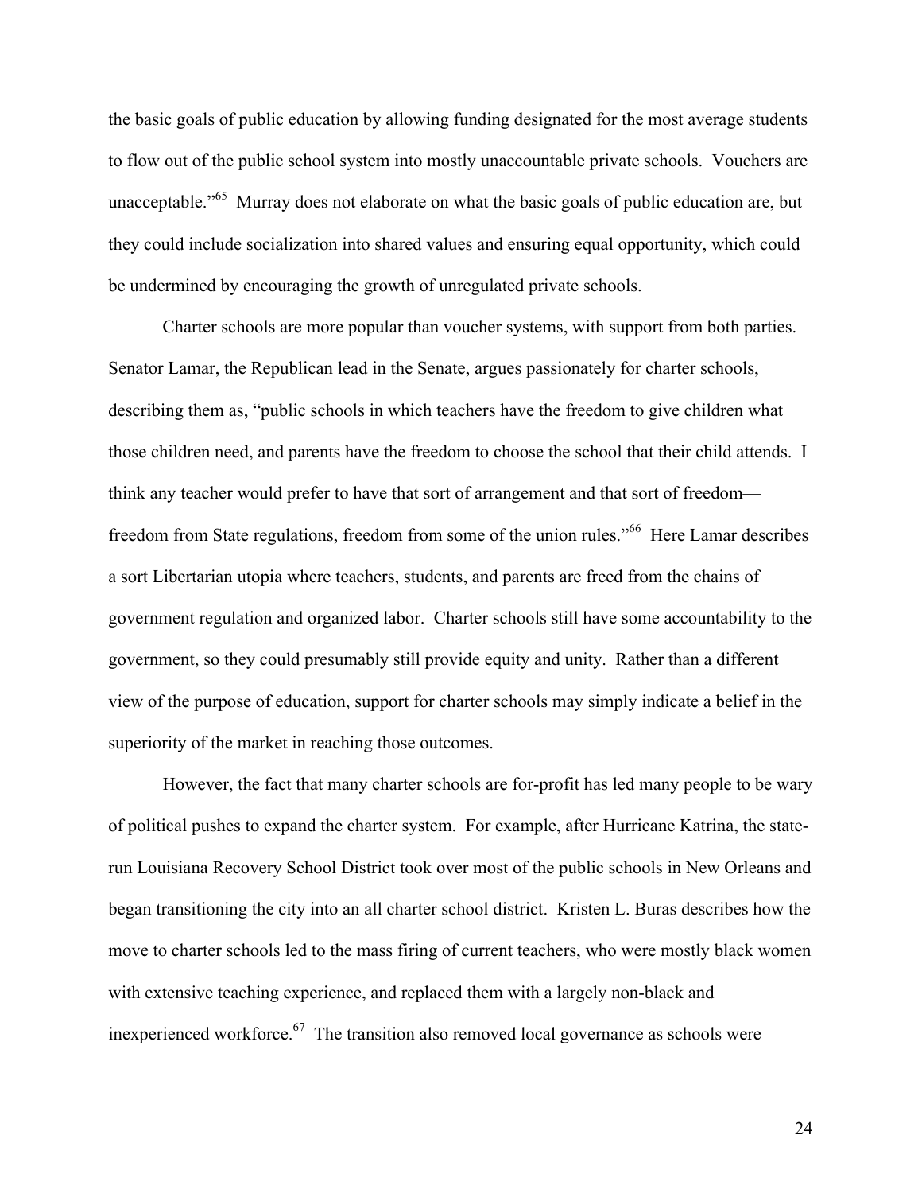the basic goals of public education by allowing funding designated for the most average students to flow out of the public school system into mostly unaccountable private schools. Vouchers are unacceptable."[65] Murray does not elaborate on what the basic goals of public education are, but they could include socialization into shared values and ensuring equal opportunity, which could be undermined by encouraging the growth of unregulated private schools.

Charter schools are more popular than voucher systems, with support from both parties. Senator Lamar, the Republican lead in the Senate, argues passionately for charter schools, describing them as, "public schools in which teachers have the freedom to give children what those children need, and parents have the freedom to choose the school that their child attends. I think any teacher would prefer to have that sort of arrangement and that sort of freedom—freedom from State regulations, freedom from some of the union rules."[66] Here Lamar describes a sort Libertarian utopia where teachers, students, and parents are freed from the chains of government regulation and organized labor. Charter schools still have some accountability to the government, so they could presumably still provide equity and unity. Rather than a different view of the purpose of education, support for charter schools may simply indicate a belief in the superiority of the market in reaching those outcomes.

However, the fact that many charter schools are for-profit has led many people to be wary of political pushes to expand the charter system. For example, after Hurricane Katrina, the state-run Louisiana Recovery School District took over most of the public schools in New Orleans and began transitioning the city into an all charter school district. Kristen L. Buras describes how the move to charter schools led to the mass firing of current teachers, who were mostly black women with extensive teaching experience, and replaced them with a largely non-black and inexperienced workforce.[67] The transition also removed local governance as schools were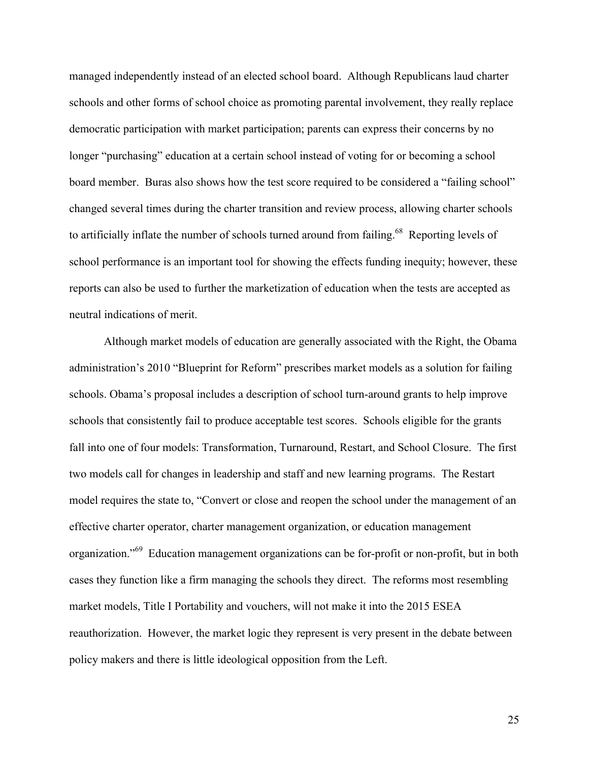managed independently instead of an elected school board. Although Republicans laud charter schools and other forms of school choice as promoting parental involvement, they really replace democratic participation with market participation; parents can express their concerns by no longer "purchasing" education at a certain school instead of voting for or becoming a school board member. Buras also shows how the test score required to be considered a "failing school" changed several times during the charter transition and review process, allowing charter schools to artificially inflate the number of schools turned around from failing.[68] Reporting levels of school performance is an important tool for showing the effects funding inequity; however, these reports can also be used to further the marketization of education when the tests are accepted as neutral indications of merit.

Although market models of education are generally associated with the Right, the Obama administration's 2010 "Blueprint for Reform" prescribes market models as a solution for failing schools. Obama's proposal includes a description of school turn-around grants to help improve schools that consistently fail to produce acceptable test scores. Schools eligible for the grants fall into one of four models: Transformation, Turnaround, Restart, and School Closure. The first two models call for changes in leadership and staff and new learning programs. The Restart model requires the state to, "Convert or close and reopen the school under the management of an effective charter operator, charter management organization, or education management organization."[69] Education management organizations can be for-profit or non-profit, but in both cases they function like a firm managing the schools they direct. The reforms most resembling market models, Title I Portability and vouchers, will not make it into the 2015 ESEA reauthorization. However, the market logic they represent is very present in the debate between policy makers and there is little ideological opposition from the Left.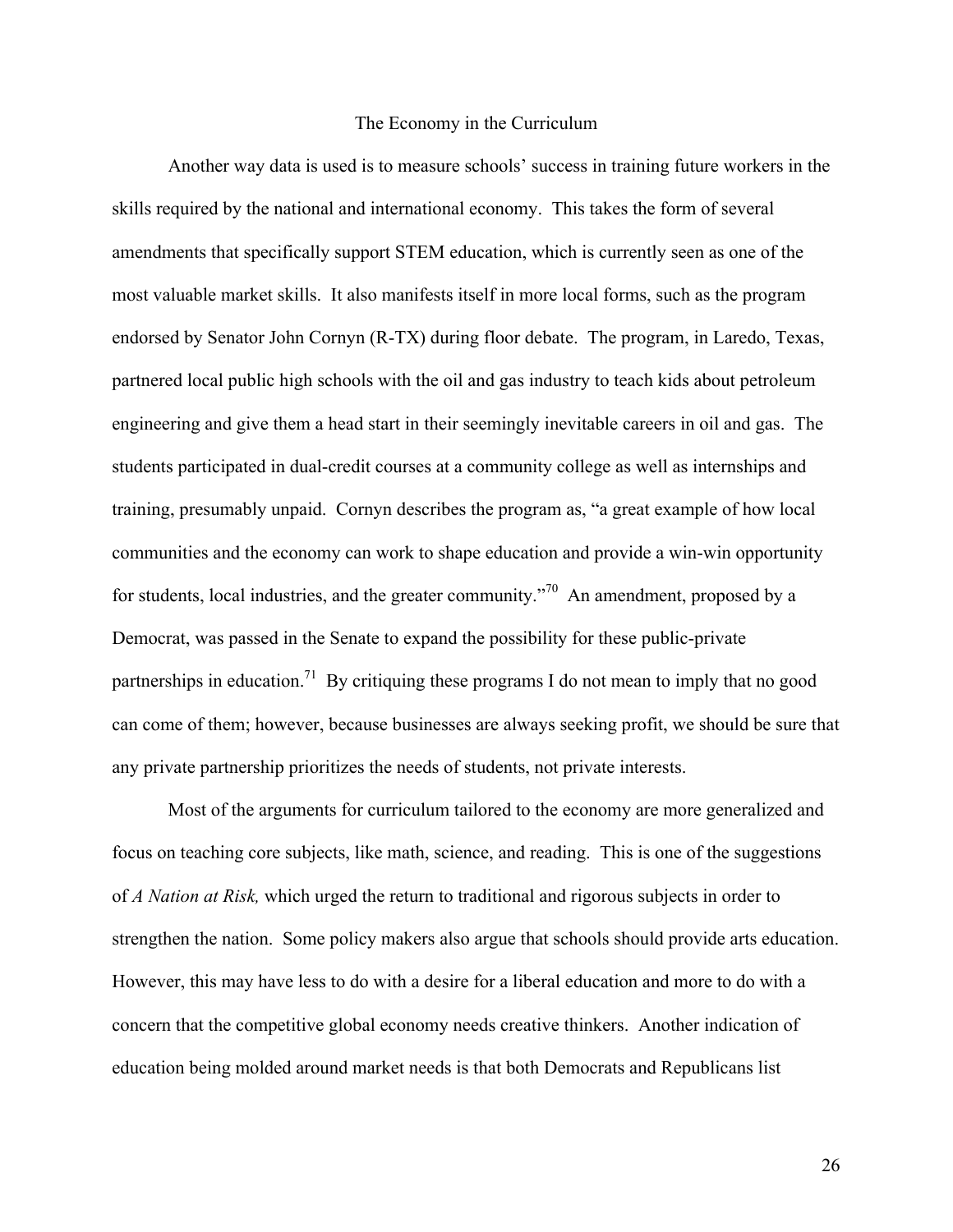## The Economy in the Curriculum

Another way data is used is to measure schools' success in training future workers in the skills required by the national and international economy. This takes the form of several amendments that specifically support STEM education, which is currently seen as one of the most valuable market skills. It also manifests itself in more local forms, such as the program endorsed by Senator John Cornyn (R-TX) during floor debate. The program, in Laredo, Texas, partnered local public high schools with the oil and gas industry to teach kids about petroleum engineering and give them a head start in their seemingly inevitable careers in oil and gas. The students participated in dual-credit courses at a community college as well as internships and training, presumably unpaid. Cornyn describes the program as, "a great example of how local communities and the economy can work to shape education and provide a win-win opportunity for students, local industries, and the greater community."[70] An amendment, proposed by a Democrat, was passed in the Senate to expand the possibility for these public-private partnerships in education.[71] By critiquing these programs I do not mean to imply that no good can come of them; however, because businesses are always seeking profit, we should be sure that any private partnership prioritizes the needs of students, not private interests.

Most of the arguments for curriculum tailored to the economy are more generalized and focus on teaching core subjects, like math, science, and reading. This is one of the suggestions of *A Nation at Risk,* which urged the return to traditional and rigorous subjects in order to strengthen the nation. Some policy makers also argue that schools should provide arts education. However, this may have less to do with a desire for a liberal education and more to do with a concern that the competitive global economy needs creative thinkers. Another indication of education being molded around market needs is that both Democrats and Republicans list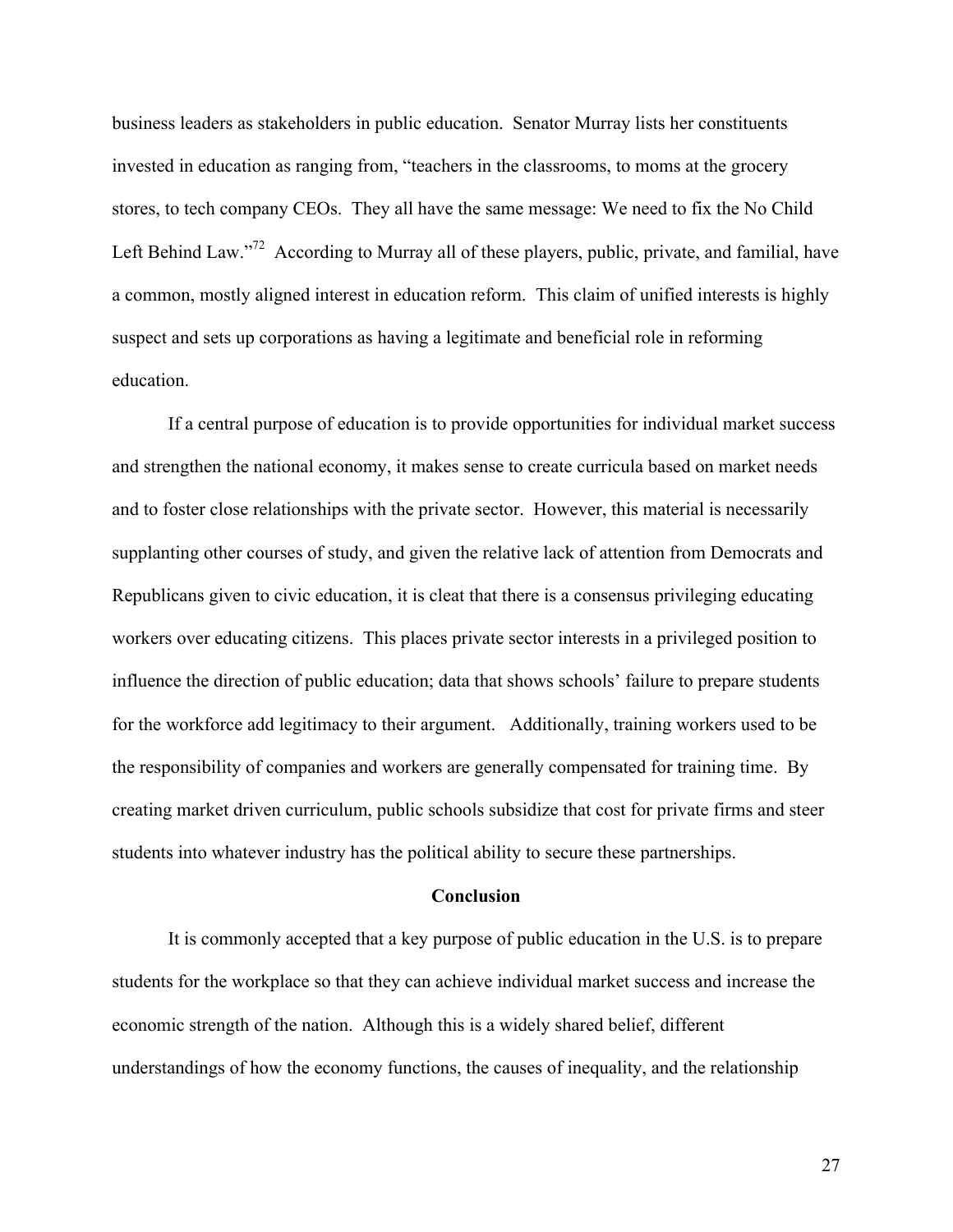business leaders as stakeholders in public education. Senator Murray lists her constituents invested in education as ranging from, "teachers in the classrooms, to moms at the grocery stores, to tech company CEOs. They all have the same message: We need to fix the No Child Left Behind Law."[72] According to Murray all of these players, public, private, and familial, have a common, mostly aligned interest in education reform. This claim of unified interests is highly suspect and sets up corporations as having a legitimate and beneficial role in reforming education.

If a central purpose of education is to provide opportunities for individual market success and strengthen the national economy, it makes sense to create curricula based on market needs and to foster close relationships with the private sector. However, this material is necessarily supplanting other courses of study, and given the relative lack of attention from Democrats and Republicans given to civic education, it is cleat that there is a consensus privileging educating workers over educating citizens. This places private sector interests in a privileged position to influence the direction of public education; data that shows schools' failure to prepare students for the workforce add legitimacy to their argument. Additionally, training workers used to be the responsibility of companies and workers are generally compensated for training time. By creating market driven curriculum, public schools subsidize that cost for private firms and steer students into whatever industry has the political ability to secure these partnerships.

## Conclusion

It is commonly accepted that a key purpose of public education in the U.S. is to prepare students for the workplace so that they can achieve individual market success and increase the economic strength of the nation. Although this is a widely shared belief, different understandings of how the economy functions, the causes of inequality, and the relationship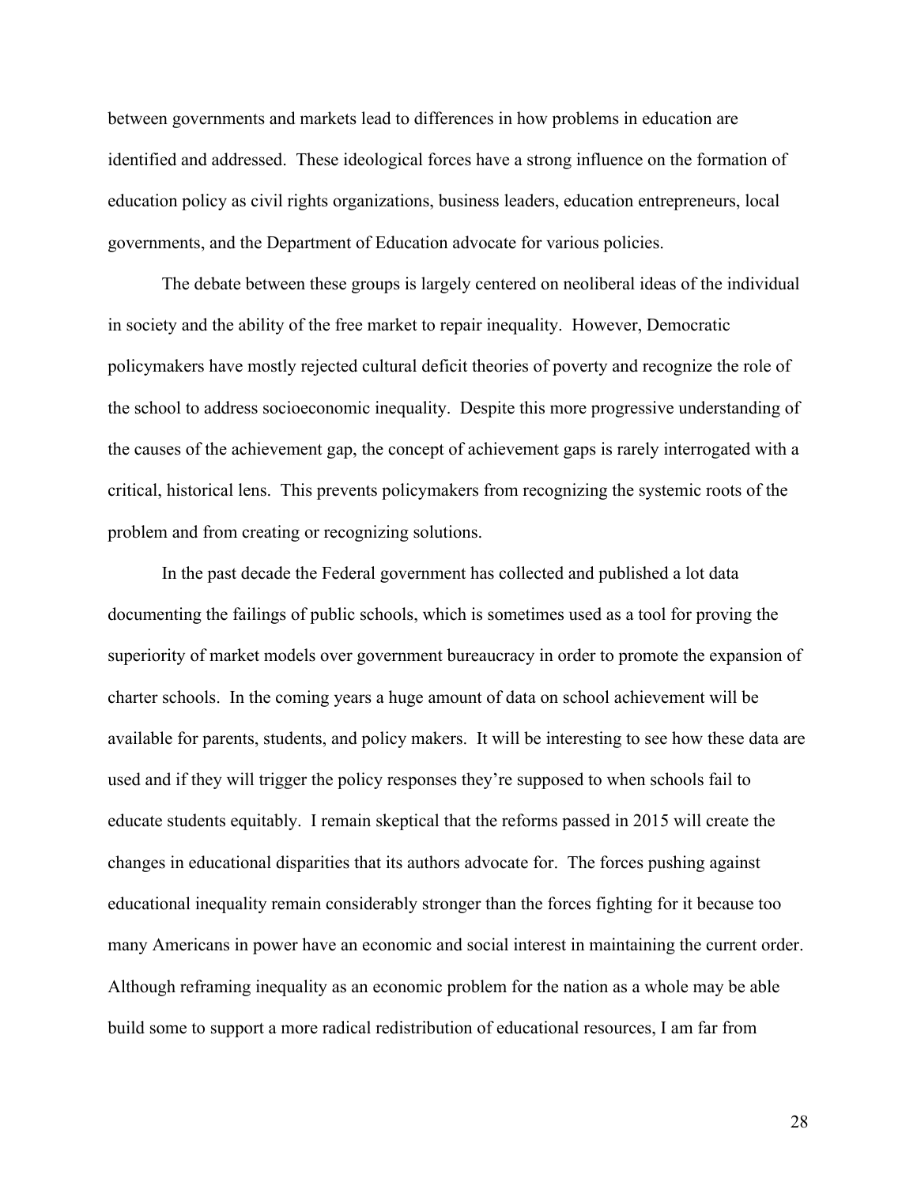between governments and markets lead to differences in how problems in education are identified and addressed. These ideological forces have a strong influence on the formation of education policy as civil rights organizations, business leaders, education entrepreneurs, local governments, and the Department of Education advocate for various policies.

The debate between these groups is largely centered on neoliberal ideas of the individual in society and the ability of the free market to repair inequality. However, Democratic policymakers have mostly rejected cultural deficit theories of poverty and recognize the role of the school to address socioeconomic inequality. Despite this more progressive understanding of the causes of the achievement gap, the concept of achievement gaps is rarely interrogated with a critical, historical lens. This prevents policymakers from recognizing the systemic roots of the problem and from creating or recognizing solutions.

In the past decade the Federal government has collected and published a lot data documenting the failings of public schools, which is sometimes used as a tool for proving the superiority of market models over government bureaucracy in order to promote the expansion of charter schools. In the coming years a huge amount of data on school achievement will be available for parents, students, and policy makers. It will be interesting to see how these data are used and if they will trigger the policy responses they're supposed to when schools fail to educate students equitably. I remain skeptical that the reforms passed in 2015 will create the changes in educational disparities that its authors advocate for. The forces pushing against educational inequality remain considerably stronger than the forces fighting for it because too many Americans in power have an economic and social interest in maintaining the current order. Although reframing inequality as an economic problem for the nation as a whole may be able build some to support a more radical redistribution of educational resources, I am far from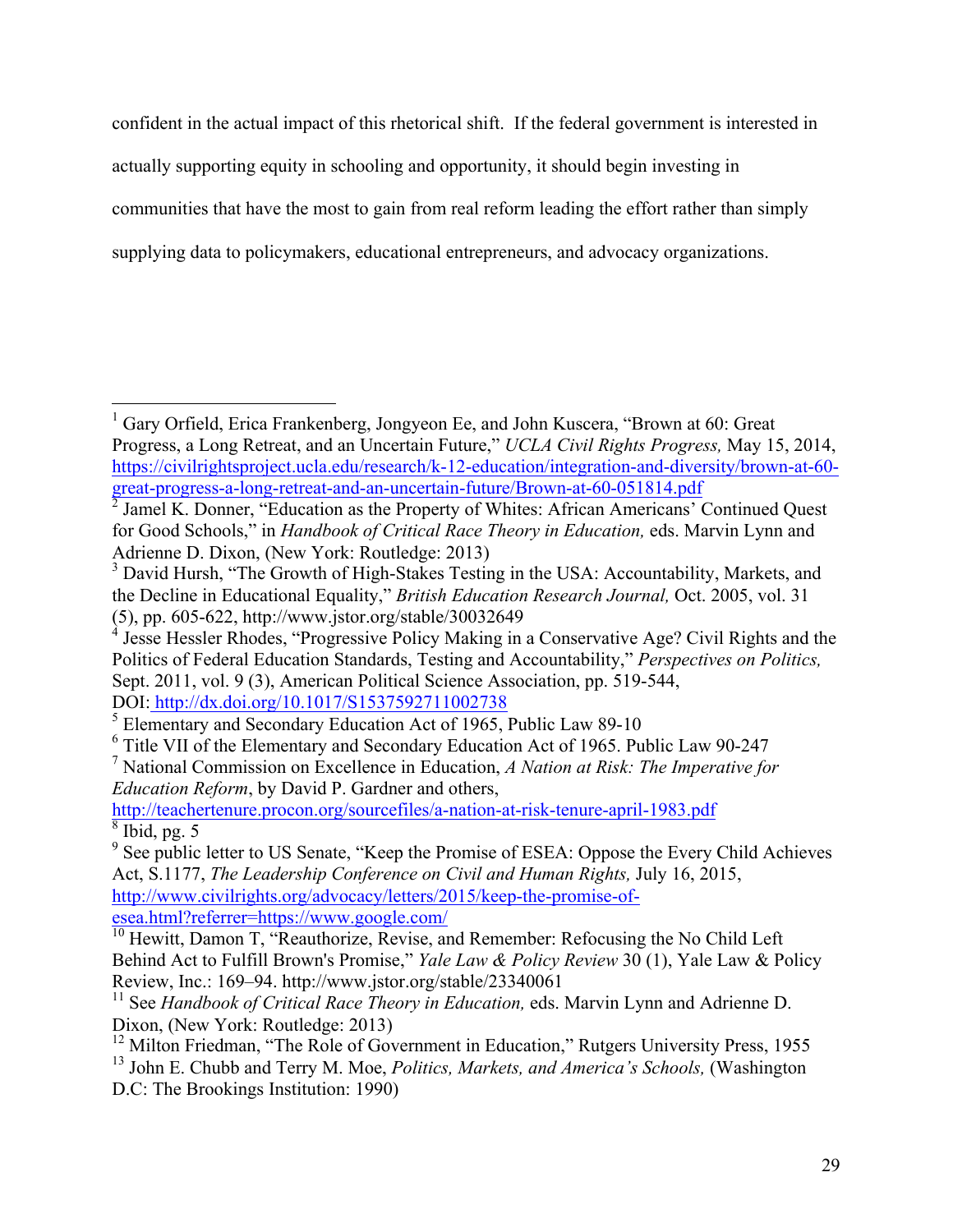confident in the actual impact of this rhetorical shift. If the federal government is interested in actually supporting equity in schooling and opportunity, it should begin investing in communities that have the most to gain from real reform leading the effort rather than simply supplying data to policymakers, educational entrepreneurs, and advocacy organizations.

---

[1] Gary Orfield, Erica Frankenberg, Jongyeon Ee, and John Kuscera, "Brown at 60: Great Progress, a Long Retreat, and an Uncertain Future," *UCLA Civil Rights Progress,* May 15, 2014, https://civilrightsproject.ucla.edu/research/k-12-education/integration-and-diversity/brown-at-60-great-progress-a-long-retreat-and-an-uncertain-future/Brown-at-60-051814.pdf

[2] Jamel K. Donner, "Education as the Property of Whites: African Americans' Continued Quest for Good Schools," in *Handbook of Critical Race Theory in Education,* eds. Marvin Lynn and Adrienne D. Dixon, (New York: Routledge: 2013)

[3] David Hursh, "The Growth of High-Stakes Testing in the USA: Accountability, Markets, and the Decline in Educational Equality," *British Education Research Journal,* Oct. 2005, vol. 31 (5), pp. 605-622, http://www.jstor.org/stable/30032649

[4] Jesse Hessler Rhodes, "Progressive Policy Making in a Conservative Age? Civil Rights and the Politics of Federal Education Standards, Testing and Accountability," *Perspectives on Politics,* Sept. 2011, vol. 9 (3), American Political Science Association, pp. 519-544, DOI: http://dx.doi.org/10.1017/S1537592711002738

[5] Elementary and Secondary Education Act of 1965, Public Law 89-10

[6] Title VII of the Elementary and Secondary Education Act of 1965. Public Law 90-247

[7] National Commission on Excellence in Education, *A Nation at Risk: The Imperative for Education Reform*, by David P. Gardner and others, http://teachertenure.procon.org/sourcefiles/a-nation-at-risk-tenure-april-1983.pdf

[8] Ibid, pg. 5

[9] See public letter to US Senate, "Keep the Promise of ESEA: Oppose the Every Child Achieves Act, S.1177, *The Leadership Conference on Civil and Human Rights,* July 16, 2015, http://www.civilrights.org/advocacy/letters/2015/keep-the-promise-of-esea.html?referrer=https://www.google.com/

[10] Hewitt, Damon T, "Reauthorize, Revise, and Remember: Refocusing the No Child Left Behind Act to Fulfill Brown's Promise," *Yale Law & Policy Review* 30 (1), Yale Law & Policy Review, Inc.: 169–94. http://www.jstor.org/stable/23340061

[11] See *Handbook of Critical Race Theory in Education,* eds. Marvin Lynn and Adrienne D. Dixon, (New York: Routledge: 2013)

[12] Milton Friedman, "The Role of Government in Education," Rutgers University Press, 1955

[13] John E. Chubb and Terry M. Moe, *Politics, Markets, and America's Schools,* (Washington D.C: The Brookings Institution: 1990)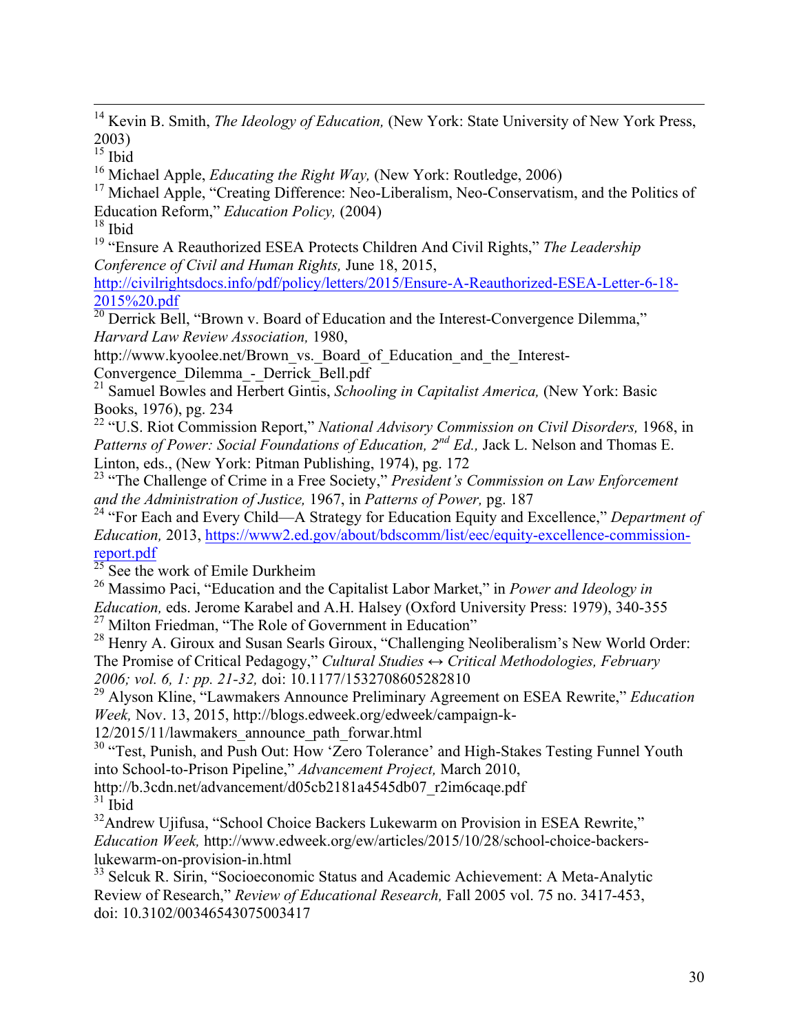[14] Kevin B. Smith, *The Ideology of Education,* (New York: State University of New York Press, 2003)

[15] Ibid

[16] Michael Apple, *Educating the Right Way,* (New York: Routledge, 2006)

[17] Michael Apple, "Creating Difference: Neo-Liberalism, Neo-Conservatism, and the Politics of Education Reform," *Education Policy,* (2004)

[18] Ibid

[19] "Ensure A Reauthorized ESEA Protects Children And Civil Rights," *The Leadership Conference of Civil and Human Rights,* June 18, 2015, http://civilrightsdocs.info/pdf/policy/letters/2015/Ensure-A-Reauthorized-ESEA-Letter-6-18-2015%20.pdf

[20] Derrick Bell, "Brown v. Board of Education and the Interest-Convergence Dilemma," *Harvard Law Review Association,* 1980, http://www.kyoolee.net/Brown_vs._Board_of_Education_and_the_Interest-Convergence_Dilemma_-_Derrick_Bell.pdf

[21] Samuel Bowles and Herbert Gintis, *Schooling in Capitalist America,* (New York: Basic Books, 1976), pg. 234

[22] "U.S. Riot Commission Report," *National Advisory Commission on Civil Disorders,* 1968, in *Patterns of Power: Social Foundations of Education, 2nd Ed.,* Jack L. Nelson and Thomas E. Linton, eds., (New York: Pitman Publishing, 1974), pg. 172

[23] "The Challenge of Crime in a Free Society," *President's Commission on Law Enforcement and the Administration of Justice,* 1967, in *Patterns of Power,* pg. 187

[24] "For Each and Every Child—A Strategy for Education Equity and Excellence," *Department of Education,* 2013, https://www2.ed.gov/about/bdscomm/list/eec/equity-excellence-commission-report.pdf

[25] See the work of Emile Durkheim

[26] Massimo Paci, "Education and the Capitalist Labor Market," in *Power and Ideology in Education,* eds. Jerome Karabel and A.H. Halsey (Oxford University Press: 1979), 340-355

[27] Milton Friedman, "The Role of Government in Education"

[28] Henry A. Giroux and Susan Searls Giroux, "Challenging Neoliberalism's New World Order: The Promise of Critical Pedagogy," *Cultural Studies ↔ Critical Methodologies, February 2006; vol. 6, 1: pp. 21-32,* doi: 10.1177/1532708605282810

[29] Alyson Kline, "Lawmakers Announce Preliminary Agreement on ESEA Rewrite," *Education Week,* Nov. 13, 2015, http://blogs.edweek.org/edweek/campaign-k-12/2015/11/lawmakers_announce_path_forwar.html

[30] "Test, Punish, and Push Out: How 'Zero Tolerance' and High-Stakes Testing Funnel Youth into School-to-Prison Pipeline," *Advancement Project,* March 2010, http://b.3cdn.net/advancement/d05cb2181a4545db07_r2im6caqe.pdf

[31] Ibid

[32] Andrew Ujifusa, "School Choice Backers Lukewarm on Provision in ESEA Rewrite," *Education Week,* http://www.edweek.org/ew/articles/2015/10/28/school-choice-backers-lukewarm-on-provision-in.html

[33] Selcuk R. Sirin, "Socioeconomic Status and Academic Achievement: A Meta-Analytic Review of Research," *Review of Educational Research,* Fall 2005 vol. 75 no. 3417-453, doi: 10.3102/00346543075003417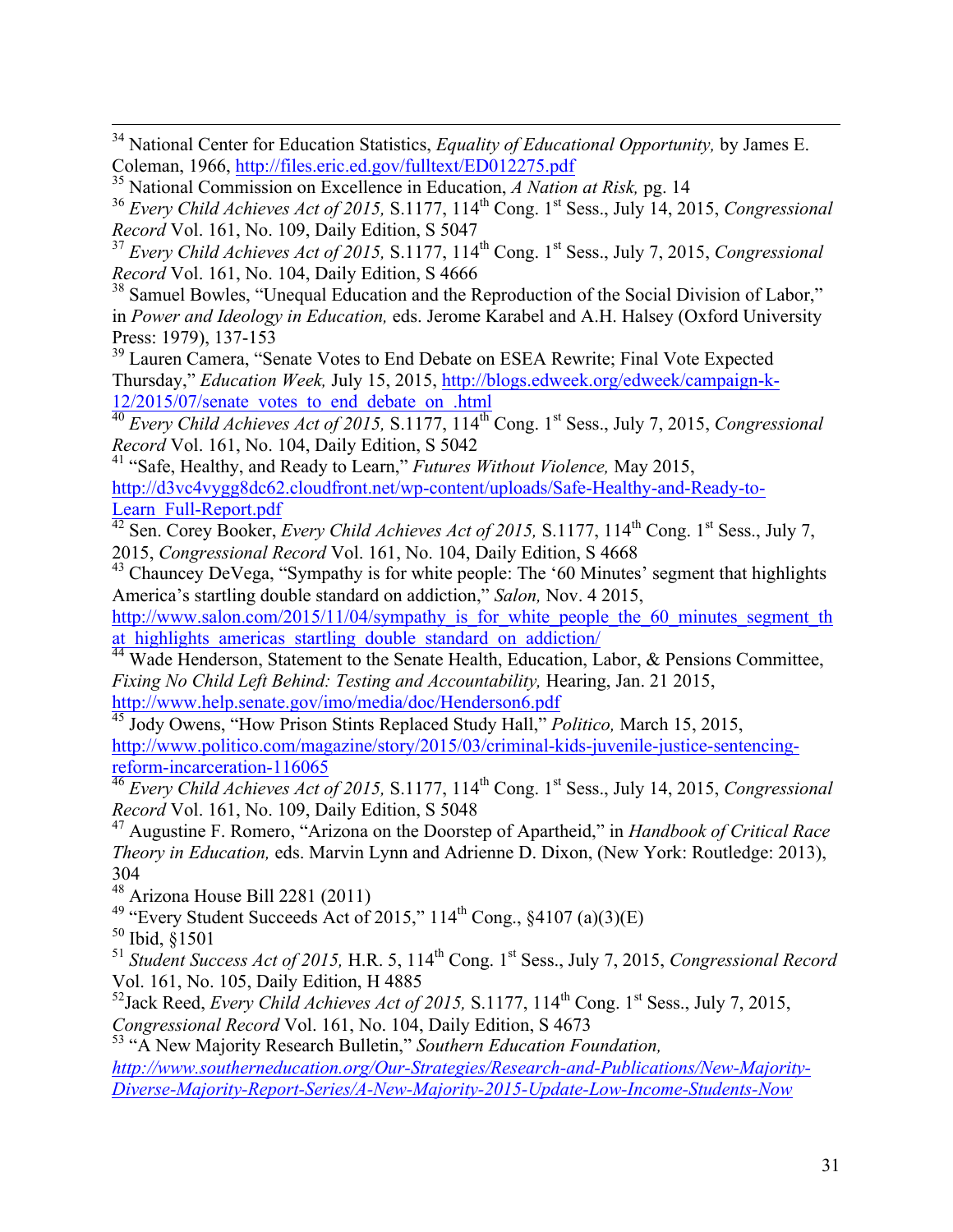[34] National Center for Education Statistics, *Equality of Educational Opportunity,* by James E. Coleman, 1966, http://files.eric.ed.gov/fulltext/ED012275.pdf

[35] National Commission on Excellence in Education, *A Nation at Risk,* pg. 14

[36] *Every Child Achieves Act of 2015,* S.1177, 114th Cong. 1st Sess., July 14, 2015, *Congressional Record* Vol. 161, No. 109, Daily Edition, S 5047

[37] *Every Child Achieves Act of 2015,* S.1177, 114th Cong. 1st Sess., July 7, 2015, *Congressional Record* Vol. 161, No. 104, Daily Edition, S 4666

[38] Samuel Bowles, "Unequal Education and the Reproduction of the Social Division of Labor," in *Power and Ideology in Education,* eds. Jerome Karabel and A.H. Halsey (Oxford University Press: 1979), 137-153

[39] Lauren Camera, "Senate Votes to End Debate on ESEA Rewrite; Final Vote Expected Thursday," *Education Week,* July 15, 2015, http://blogs.edweek.org/edweek/campaign-k-12/2015/07/senate_votes_to_end_debate_on_.html

[40] *Every Child Achieves Act of 2015,* S.1177, 114th Cong. 1st Sess., July 7, 2015, *Congressional Record* Vol. 161, No. 104, Daily Edition, S 5042

[41] "Safe, Healthy, and Ready to Learn," *Futures Without Violence,* May 2015, http://d3vc4vygg8dc62.cloudfront.net/wp-content/uploads/Safe-Healthy-and-Ready-to-Learn_Full-Report.pdf

[42] Sen. Corey Booker, *Every Child Achieves Act of 2015,* S.1177, 114th Cong. 1st Sess., July 7, 2015, *Congressional Record* Vol. 161, No. 104, Daily Edition, S 4668

[43] Chauncey DeVega, "Sympathy is for white people: The '60 Minutes' segment that highlights America's startling double standard on addiction," *Salon,* Nov. 4 2015, http://www.salon.com/2015/11/04/sympathy_is_for_white_people_the_60_minutes_segment_that_highlights_americas_startling_double_standard_on_addiction/

[44] Wade Henderson, Statement to the Senate Health, Education, Labor, & Pensions Committee, *Fixing No Child Left Behind: Testing and Accountability,* Hearing, Jan. 21 2015, http://www.help.senate.gov/imo/media/doc/Henderson6.pdf

[45] Jody Owens, "How Prison Stints Replaced Study Hall," *Politico,* March 15, 2015, http://www.politico.com/magazine/story/2015/03/criminal-kids-juvenile-justice-sentencing-reform-incarceration-116065

[46] *Every Child Achieves Act of 2015,* S.1177, 114th Cong. 1st Sess., July 14, 2015, *Congressional Record* Vol. 161, No. 109, Daily Edition, S 5048

[47] Augustine F. Romero, "Arizona on the Doorstep of Apartheid," in *Handbook of Critical Race Theory in Education,* eds. Marvin Lynn and Adrienne D. Dixon, (New York: Routledge: 2013), 304

[48] Arizona House Bill 2281 (2011)

[49] "Every Student Succeeds Act of 2015," 114th Cong., §4107 (a)(3)(E)

[50] Ibid, §1501

[51] *Student Success Act of 2015,* H.R. 5, 114th Cong. 1st Sess., July 7, 2015, *Congressional Record* Vol. 161, No. 105, Daily Edition, H 4885

[52] Jack Reed, *Every Child Achieves Act of 2015,* S.1177, 114th Cong. 1st Sess., July 7, 2015, *Congressional Record* Vol. 161, No. 104, Daily Edition, S 4673

[53] "A New Majority Research Bulletin," *Southern Education Foundation,* *http://www.southerneducation.org/Our-Strategies/Research-and-Publications/New-Majority-Diverse-Majority-Report-Series/A-New-Majority-2015-Update-Low-Income-Students-Now*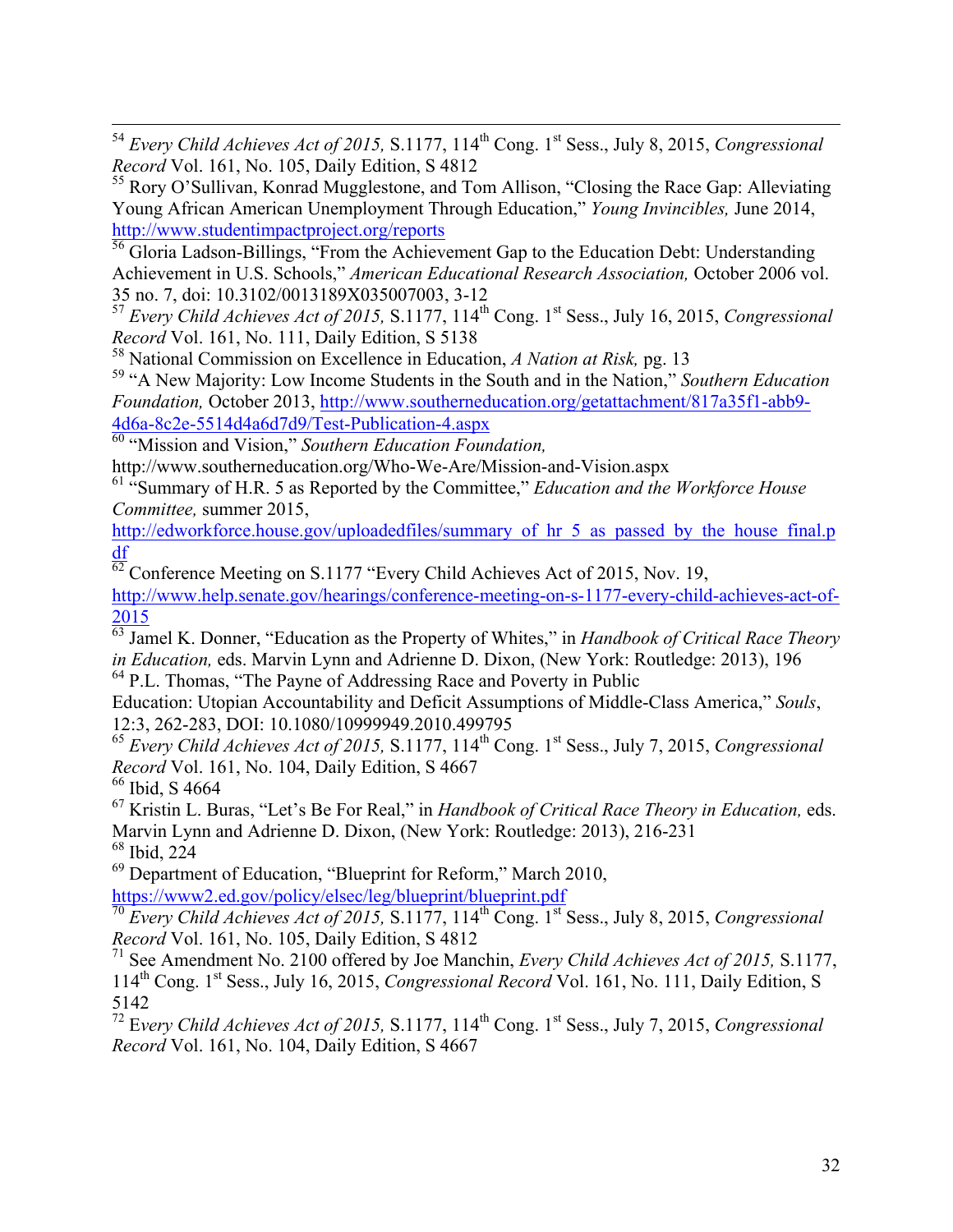[54] *Every Child Achieves Act of 2015,* S.1177, 114th Cong. 1st Sess., July 8, 2015, *Congressional Record* Vol. 161, No. 105, Daily Edition, S 4812

[55] Rory O'Sullivan, Konrad Mugglestone, and Tom Allison, "Closing the Race Gap: Alleviating Young African American Unemployment Through Education," *Young Invincibles,* June 2014, http://www.studentimpactproject.org/reports

[56] Gloria Ladson-Billings, "From the Achievement Gap to the Education Debt: Understanding Achievement in U.S. Schools," *American Educational Research Association,* October 2006 vol. 35 no. 7, doi: 10.3102/0013189X035007003, 3-12

[57] *Every Child Achieves Act of 2015,* S.1177, 114th Cong. 1st Sess., July 16, 2015, *Congressional Record* Vol. 161, No. 111, Daily Edition, S 5138

[58] National Commission on Excellence in Education, *A Nation at Risk,* pg. 13

[59] "A New Majority: Low Income Students in the South and in the Nation," *Southern Education Foundation,* October 2013, http://www.southerneducation.org/getattachment/817a35f1-abb9-4d6a-8c2e-5514d4a6d7d9/Test-Publication-4.aspx

[60] "Mission and Vision," *Southern Education Foundation,* http://www.southerneducation.org/Who-We-Are/Mission-and-Vision.aspx

[61] "Summary of H.R. 5 as Reported by the Committee," *Education and the Workforce House Committee,* summer 2015, http://edworkforce.house.gov/uploadedfiles/summary_of_hr_5_as_passed_by_the_house_final.pdf

[62] Conference Meeting on S.1177 "Every Child Achieves Act of 2015, Nov. 19, http://www.help.senate.gov/hearings/conference-meeting-on-s-1177-every-child-achieves-act-of-2015

[63] Jamel K. Donner, "Education as the Property of Whites," in *Handbook of Critical Race Theory in Education,* eds. Marvin Lynn and Adrienne D. Dixon, (New York: Routledge: 2013), 196

[64] P.L. Thomas, "The Payne of Addressing Race and Poverty in Public Education: Utopian Accountability and Deficit Assumptions of Middle-Class America," *Souls*, 12:3, 262-283, DOI: 10.1080/10999949.2010.499795

[65] *Every Child Achieves Act of 2015,* S.1177, 114th Cong. 1st Sess., July 7, 2015, *Congressional Record* Vol. 161, No. 104, Daily Edition, S 4667

[66] Ibid, S 4664

[67] Kristin L. Buras, "Let's Be For Real," in *Handbook of Critical Race Theory in Education,* eds. Marvin Lynn and Adrienne D. Dixon, (New York: Routledge: 2013), 216-231

[68] Ibid, 224

[69] Department of Education, "Blueprint for Reform," March 2010, https://www2.ed.gov/policy/elsec/leg/blueprint/blueprint.pdf

[70] *Every Child Achieves Act of 2015,* S.1177, 114th Cong. 1st Sess., July 8, 2015, *Congressional Record* Vol. 161, No. 105, Daily Edition, S 4812

[71] See Amendment No. 2100 offered by Joe Manchin, *Every Child Achieves Act of 2015,* S.1177, 114th Cong. 1st Sess., July 16, 2015, *Congressional Record* Vol. 161, No. 111, Daily Edition, S 5142

[72] *Every Child Achieves Act of 2015,* S.1177, 114th Cong. 1st Sess., July 7, 2015, *Congressional Record* Vol. 161, No. 104, Daily Edition, S 4667